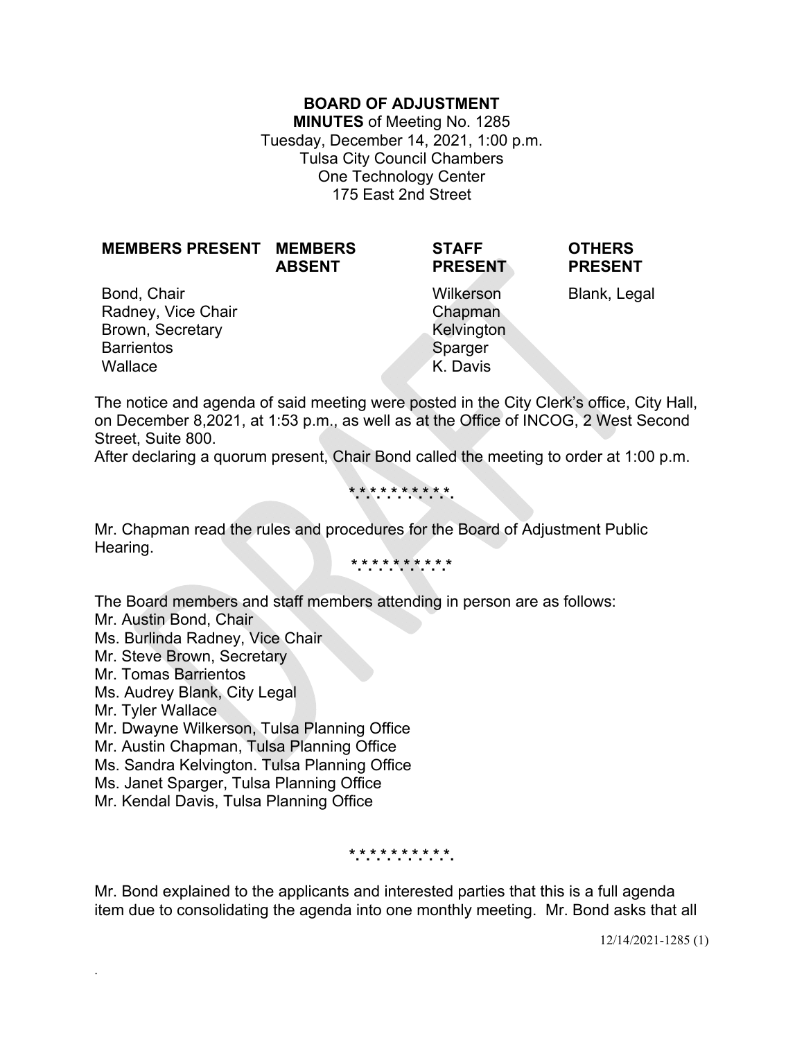# BOARD OF ADJUSTMENT

**MINUTES** of Meeting No. 1285
Tuesday, December 14, 2021, 1:00 p.m.
Tulsa City Council Chambers
One Technology Center
175 East 2nd Street

| MEMBERS PRESENT | MEMBERS ABSENT | STAFF PRESENT | OTHERS PRESENT |
|---|---|---|---|
| Bond, Chair | | Wilkerson | Blank, Legal |
| Radney, Vice Chair | | Chapman | |
| Brown, Secretary | | Kelvington | |
| Barrientos | | Sparger | |
| Wallace | | K. Davis | |

The notice and agenda of said meeting were posted in the City Clerk's office, City Hall, on December 8,2021, at 1:53 p.m., as well as at the Office of INCOG, 2 West Second Street, Suite 800.
After declaring a quorum present, Chair Bond called the meeting to order at 1:00 p.m.

*.*.*.*.*.*.*.*.*.*.

Mr. Chapman read the rules and procedures for the Board of Adjustment Public Hearing.

*.*.*.*.*.*.*.*.*.*

The Board members and staff members attending in person are as follows:
Mr. Austin Bond, Chair
Ms. Burlinda Radney, Vice Chair
Mr. Steve Brown, Secretary
Mr. Tomas Barrientos
Ms. Audrey Blank, City Legal
Mr. Tyler Wallace
Mr. Dwayne Wilkerson, Tulsa Planning Office
Mr. Austin Chapman, Tulsa Planning Office
Ms. Sandra Kelvington. Tulsa Planning Office
Ms. Janet Sparger, Tulsa Planning Office
Mr. Kendal Davis, Tulsa Planning Office

*.*.*.*.*.*.*.*.*.*.

Mr. Bond explained to the applicants and interested parties that this is a full agenda item due to consolidating the agenda into one monthly meeting. Mr. Bond asks that all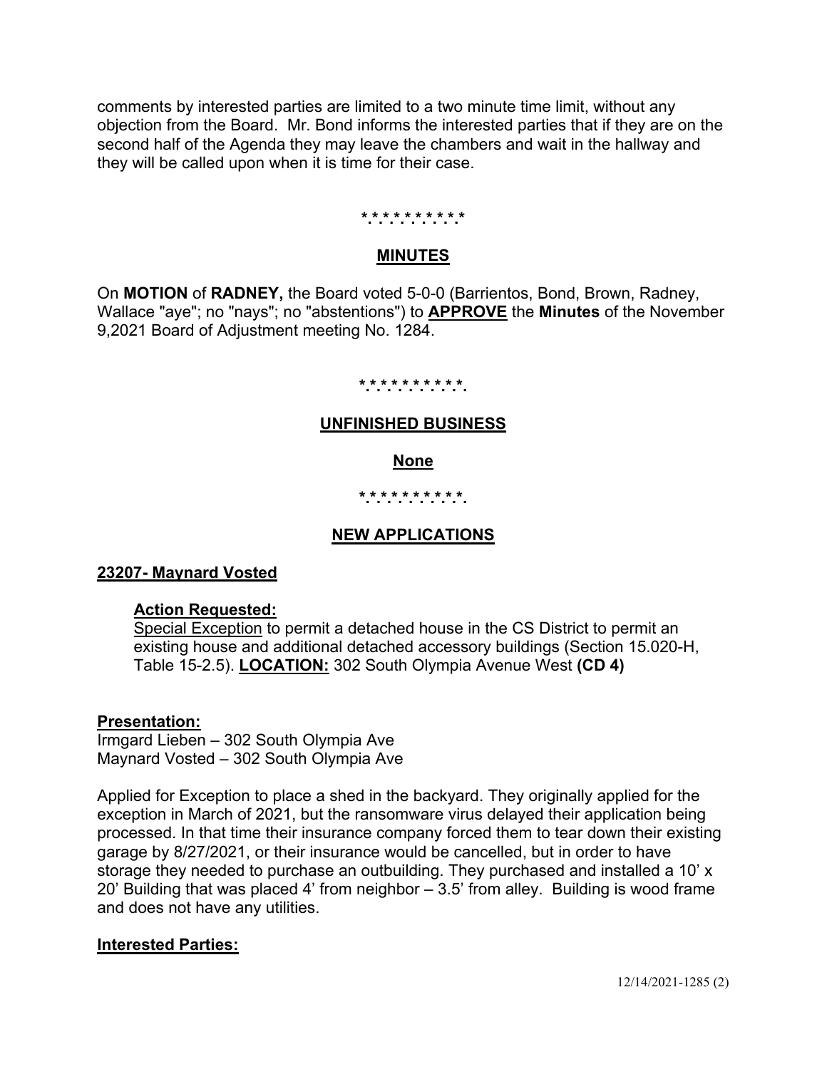comments by interested parties are limited to a two minute time limit, without any objection from the Board. Mr. Bond informs the interested parties that if they are on the second half of the Agenda they may leave the chambers and wait in the hallway and they will be called upon when it is time for their case.

\*.\*.\*.\*.\*.\*.\*.\*.\*.\*.\*

**MINUTES**

On **MOTION** of **RADNEY,** the Board voted 5-0-0 (Barrientos, Bond, Brown, Radney, Wallace "aye"; no "nays"; no "abstentions") to **APPROVE** the **Minutes** of the November 9,2021 Board of Adjustment meeting No. 1284.

\*.\*.\*.\*.\*.\*.\*.\*.\*.\*.\*.

**UNFINISHED BUSINESS**

**None**

\*.\*.\*.\*.\*.\*.\*.\*.\*.\*.\*.

**NEW APPLICATIONS**

**23207- Maynard Vosted**

**Action Requested:**

Special Exception to permit a detached house in the CS District to permit an existing house and additional detached accessory buildings (Section 15.020-H, Table 15-2.5). **LOCATION:** 302 South Olympia Avenue West **(CD 4)**

**Presentation:**

Irmgard Lieben – 302 South Olympia Ave
Maynard Vosted – 302 South Olympia Ave

Applied for Exception to place a shed in the backyard. They originally applied for the exception in March of 2021, but the ransomware virus delayed their application being processed. In that time their insurance company forced them to tear down their existing garage by 8/27/2021, or their insurance would be cancelled, but in order to have storage they needed to purchase an outbuilding. They purchased and installed a 10' x 20' Building that was placed 4' from neighbor – 3.5' from alley. Building is wood frame and does not have any utilities.

**Interested Parties:**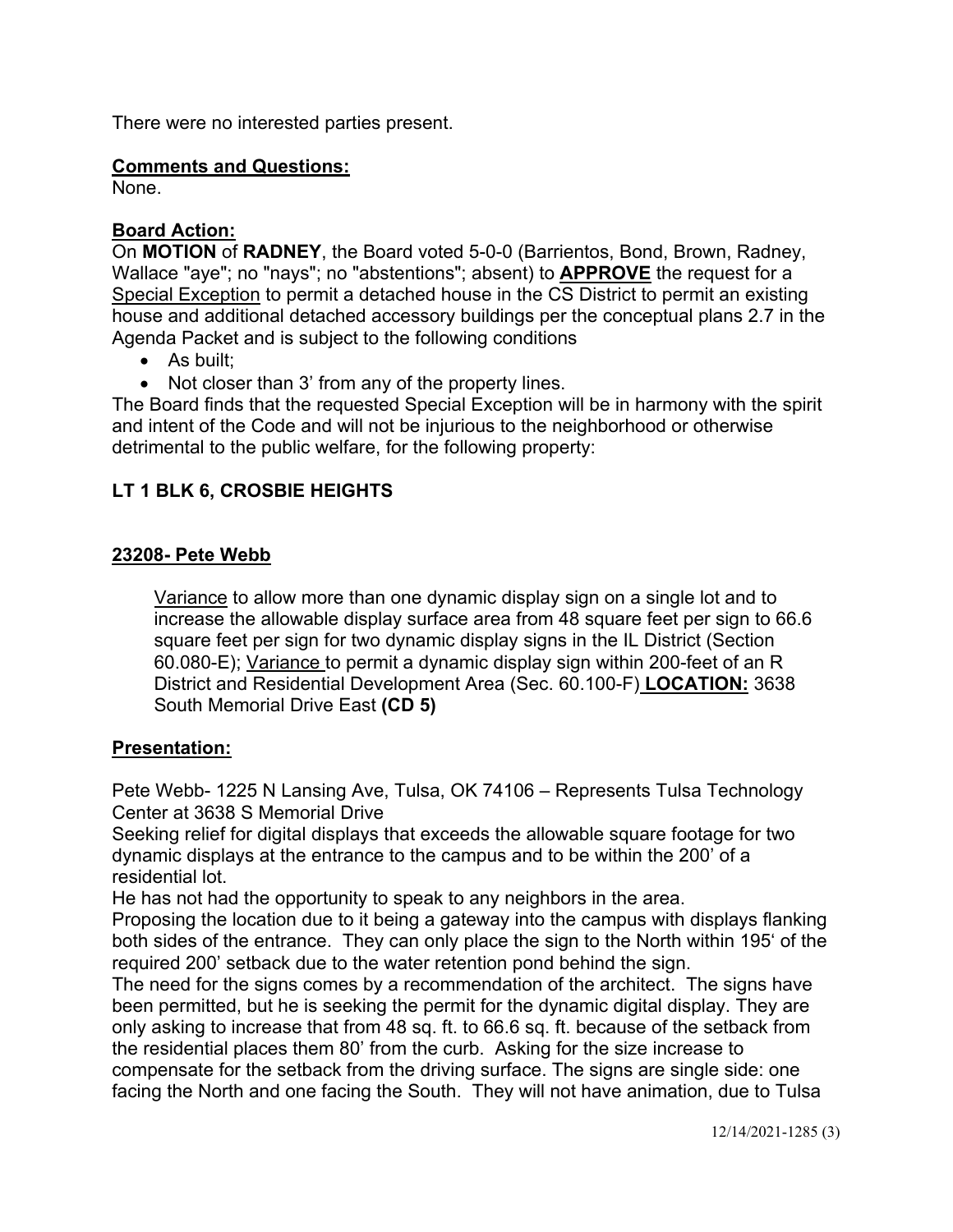There were no interested parties present.

**Comments and Questions:**

None.

**Board Action:**

On **MOTION** of **RADNEY**, the Board voted 5-0-0 (Barrientos, Bond, Brown, Radney, Wallace "aye"; no "nays"; no "abstentions"; absent) to **APPROVE** the request for a Special Exception to permit a detached house in the CS District to permit an existing house and additional detached accessory buildings per the conceptual plans 2.7 in the Agenda Packet and is subject to the following conditions

- As built;
- Not closer than 3' from any of the property lines.

The Board finds that the requested Special Exception will be in harmony with the spirit and intent of the Code and will not be injurious to the neighborhood or otherwise detrimental to the public welfare, for the following property:

**LT 1 BLK 6, CROSBIE HEIGHTS**

**23208- Pete Webb**

Variance to allow more than one dynamic display sign on a single lot and to increase the allowable display surface area from 48 square feet per sign to 66.6 square feet per sign for two dynamic display signs in the IL District (Section 60.080-E); Variance to permit a dynamic display sign within 200-feet of an R District and Residential Development Area (Sec. 60.100-F) **LOCATION:** 3638 South Memorial Drive East **(CD 5)**

**Presentation:**

Pete Webb- 1225 N Lansing Ave, Tulsa, OK 74106 – Represents Tulsa Technology Center at 3638 S Memorial Drive

Seeking relief for digital displays that exceeds the allowable square footage for two dynamic displays at the entrance to the campus and to be within the 200' of a residential lot.

He has not had the opportunity to speak to any neighbors in the area.

Proposing the location due to it being a gateway into the campus with displays flanking both sides of the entrance. They can only place the sign to the North within 195' of the required 200' setback due to the water retention pond behind the sign.

The need for the signs comes by a recommendation of the architect. The signs have been permitted, but he is seeking the permit for the dynamic digital display. They are only asking to increase that from 48 sq. ft. to 66.6 sq. ft. because of the setback from the residential places them 80' from the curb. Asking for the size increase to compensate for the setback from the driving surface. The signs are single side: one facing the North and one facing the South. They will not have animation, due to Tulsa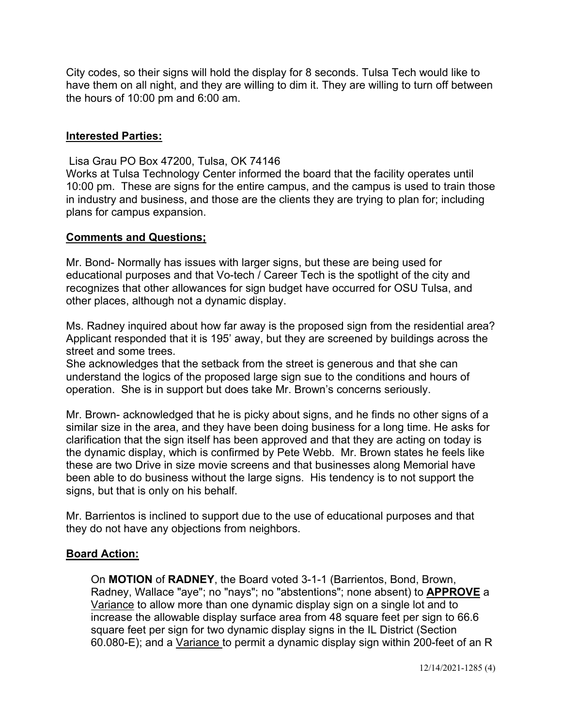City codes, so their signs will hold the display for 8 seconds. Tulsa Tech would like to have them on all night, and they are willing to dim it. They are willing to turn off between the hours of 10:00 pm and 6:00 am.

**Interested Parties:**

Lisa Grau PO Box 47200, Tulsa, OK 74146
Works at Tulsa Technology Center informed the board that the facility operates until 10:00 pm. These are signs for the entire campus, and the campus is used to train those in industry and business, and those are the clients they are trying to plan for; including plans for campus expansion.

**Comments and Questions;**

Mr. Bond- Normally has issues with larger signs, but these are being used for educational purposes and that Vo-tech / Career Tech is the spotlight of the city and recognizes that other allowances for sign budget have occurred for OSU Tulsa, and other places, although not a dynamic display.

Ms. Radney inquired about how far away is the proposed sign from the residential area? Applicant responded that it is 195' away, but they are screened by buildings across the street and some trees.
She acknowledges that the setback from the street is generous and that she can understand the logics of the proposed large sign sue to the conditions and hours of operation. She is in support but does take Mr. Brown's concerns seriously.

Mr. Brown- acknowledged that he is picky about signs, and he finds no other signs of a similar size in the area, and they have been doing business for a long time. He asks for clarification that the sign itself has been approved and that they are acting on today is the dynamic display, which is confirmed by Pete Webb. Mr. Brown states he feels like these are two Drive in size movie screens and that businesses along Memorial have been able to do business without the large signs. His tendency is to not support the signs, but that is only on his behalf.

Mr. Barrientos is inclined to support due to the use of educational purposes and that they do not have any objections from neighbors.

**Board Action:**

On **MOTION** of **RADNEY**, the Board voted 3-1-1 (Barrientos, Bond, Brown, Radney, Wallace "aye"; no "nays"; no "abstentions"; none absent) to **APPROVE** a Variance to allow more than one dynamic display sign on a single lot and to increase the allowable display surface area from 48 square feet per sign to 66.6 square feet per sign for two dynamic display signs in the IL District (Section 60.080-E); and a Variance to permit a dynamic display sign within 200-feet of an R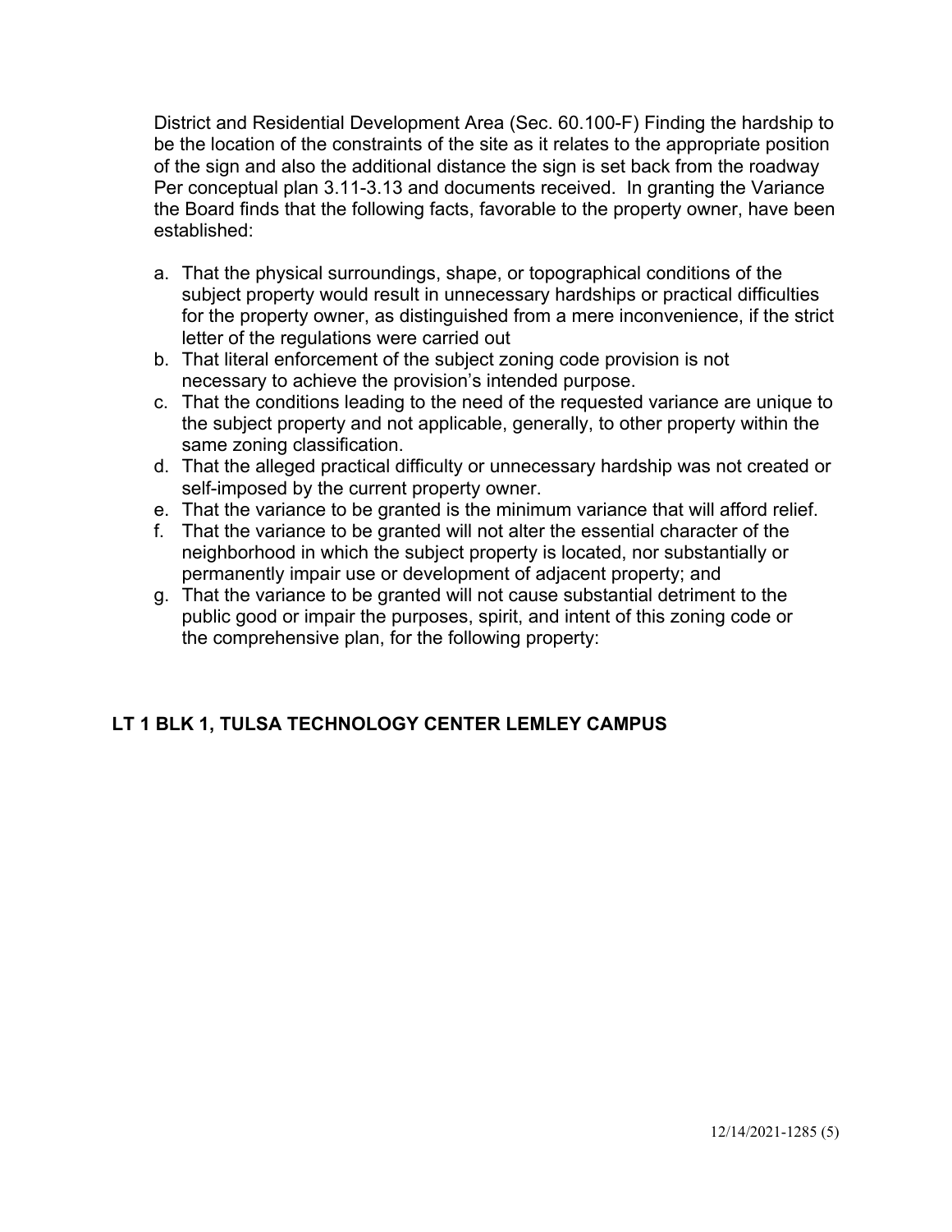District and Residential Development Area (Sec. 60.100-F) Finding the hardship to be the location of the constraints of the site as it relates to the appropriate position of the sign and also the additional distance the sign is set back from the roadway Per conceptual plan 3.11-3.13 and documents received. In granting the Variance the Board finds that the following facts, favorable to the property owner, have been established:

a. That the physical surroundings, shape, or topographical conditions of the subject property would result in unnecessary hardships or practical difficulties for the property owner, as distinguished from a mere inconvenience, if the strict letter of the regulations were carried out
b. That literal enforcement of the subject zoning code provision is not necessary to achieve the provision's intended purpose.
c. That the conditions leading to the need of the requested variance are unique to the subject property and not applicable, generally, to other property within the same zoning classification.
d. That the alleged practical difficulty or unnecessary hardship was not created or self-imposed by the current property owner.
e. That the variance to be granted is the minimum variance that will afford relief.
f. That the variance to be granted will not alter the essential character of the neighborhood in which the subject property is located, nor substantially or permanently impair use or development of adjacent property; and
g. That the variance to be granted will not cause substantial detriment to the public good or impair the purposes, spirit, and intent of this zoning code or the comprehensive plan, for the following property:

**LT 1 BLK 1, TULSA TECHNOLOGY CENTER LEMLEY CAMPUS**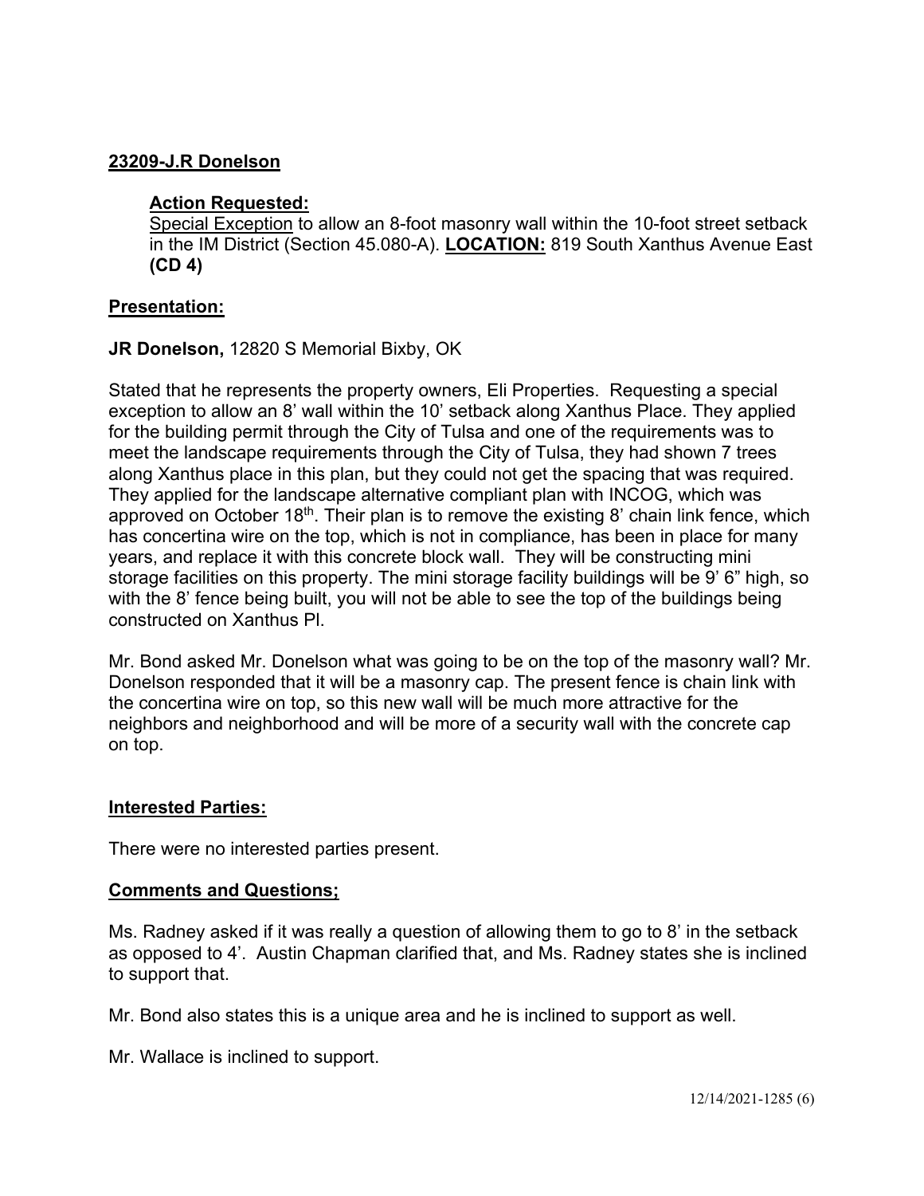**23209-J.R Donelson**

**Action Requested:**

Special Exception to allow an 8-foot masonry wall within the 10-foot street setback in the IM District (Section 45.080-A). **LOCATION:** 819 South Xanthus Avenue East **(CD 4)**

**Presentation:**

**JR Donelson,** 12820 S Memorial Bixby, OK

Stated that he represents the property owners, Eli Properties. Requesting a special exception to allow an 8' wall within the 10' setback along Xanthus Place. They applied for the building permit through the City of Tulsa and one of the requirements was to meet the landscape requirements through the City of Tulsa, they had shown 7 trees along Xanthus place in this plan, but they could not get the spacing that was required. They applied for the landscape alternative compliant plan with INCOG, which was approved on October 18th. Their plan is to remove the existing 8' chain link fence, which has concertina wire on the top, which is not in compliance, has been in place for many years, and replace it with this concrete block wall. They will be constructing mini storage facilities on this property. The mini storage facility buildings will be 9' 6" high, so with the 8' fence being built, you will not be able to see the top of the buildings being constructed on Xanthus Pl.

Mr. Bond asked Mr. Donelson what was going to be on the top of the masonry wall? Mr. Donelson responded that it will be a masonry cap. The present fence is chain link with the concertina wire on top, so this new wall will be much more attractive for the neighbors and neighborhood and will be more of a security wall with the concrete cap on top.

**Interested Parties:**

There were no interested parties present.

**Comments and Questions;**

Ms. Radney asked if it was really a question of allowing them to go to 8' in the setback as opposed to 4'. Austin Chapman clarified that, and Ms. Radney states she is inclined to support that.

Mr. Bond also states this is a unique area and he is inclined to support as well.

Mr. Wallace is inclined to support.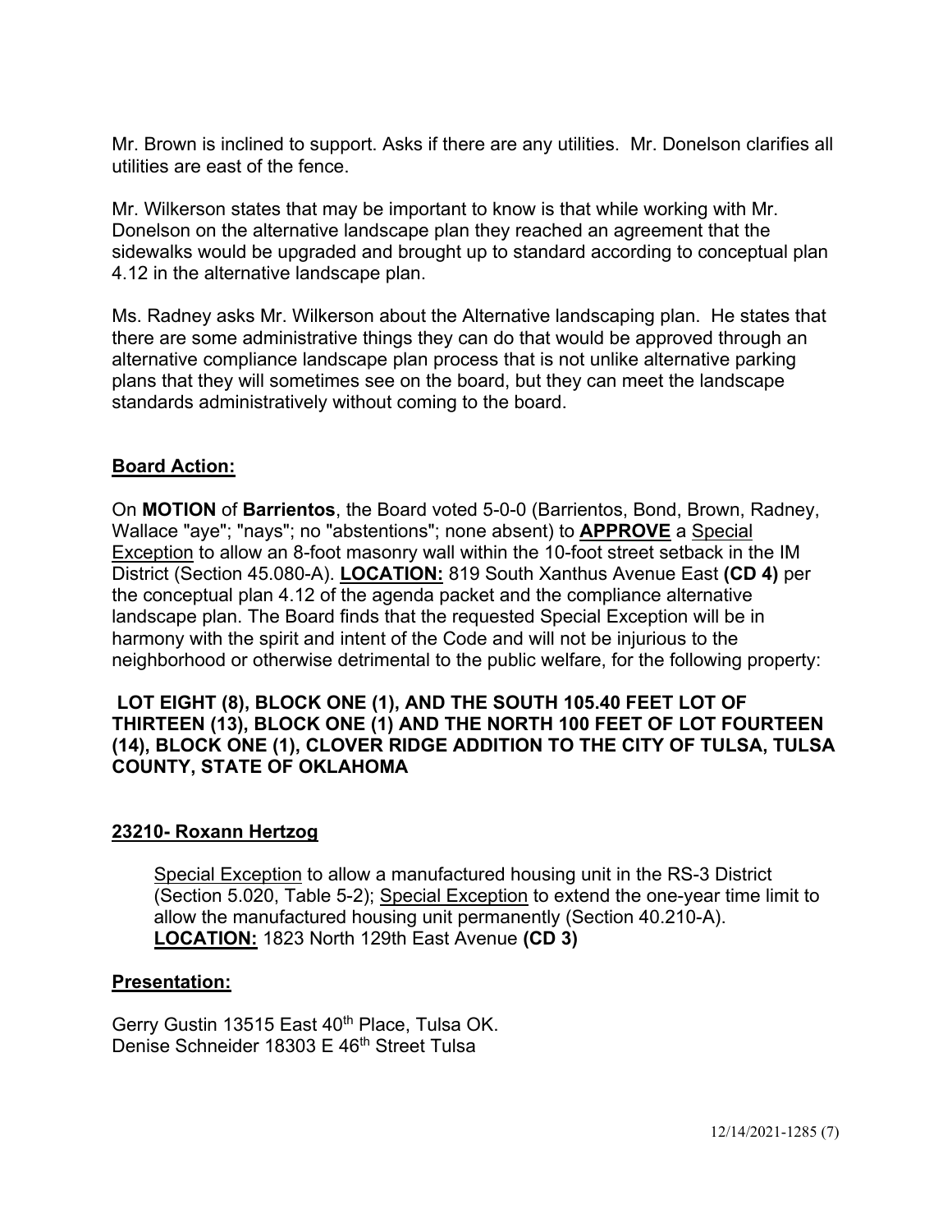Mr. Brown is inclined to support. Asks if there are any utilities. Mr. Donelson clarifies all utilities are east of the fence.

Mr. Wilkerson states that may be important to know is that while working with Mr. Donelson on the alternative landscape plan they reached an agreement that the sidewalks would be upgraded and brought up to standard according to conceptual plan 4.12 in the alternative landscape plan.

Ms. Radney asks Mr. Wilkerson about the Alternative landscaping plan. He states that there are some administrative things they can do that would be approved through an alternative compliance landscape plan process that is not unlike alternative parking plans that they will sometimes see on the board, but they can meet the landscape standards administratively without coming to the board.

**Board Action:**

On **MOTION** of **Barrientos**, the Board voted 5-0-0 (Barrientos, Bond, Brown, Radney, Wallace "aye"; "nays"; no "abstentions"; none absent) to **APPROVE** a Special Exception to allow an 8-foot masonry wall within the 10-foot street setback in the IM District (Section 45.080-A). **LOCATION:** 819 South Xanthus Avenue East **(CD 4)** per the conceptual plan 4.12 of the agenda packet and the compliance alternative landscape plan. The Board finds that the requested Special Exception will be in harmony with the spirit and intent of the Code and will not be injurious to the neighborhood or otherwise detrimental to the public welfare, for the following property:

**LOT EIGHT (8), BLOCK ONE (1), AND THE SOUTH 105.40 FEET LOT OF THIRTEEN (13), BLOCK ONE (1) AND THE NORTH 100 FEET OF LOT FOURTEEN (14), BLOCK ONE (1), CLOVER RIDGE ADDITION TO THE CITY OF TULSA, TULSA COUNTY, STATE OF OKLAHOMA**

**23210- Roxann Hertzog**

Special Exception to allow a manufactured housing unit in the RS-3 District (Section 5.020, Table 5-2); Special Exception to extend the one-year time limit to allow the manufactured housing unit permanently (Section 40.210-A). **LOCATION:** 1823 North 129th East Avenue **(CD 3)**

**Presentation:**

Gerry Gustin 13515 East 40th Place, Tulsa OK.
Denise Schneider 18303 E 46th Street Tulsa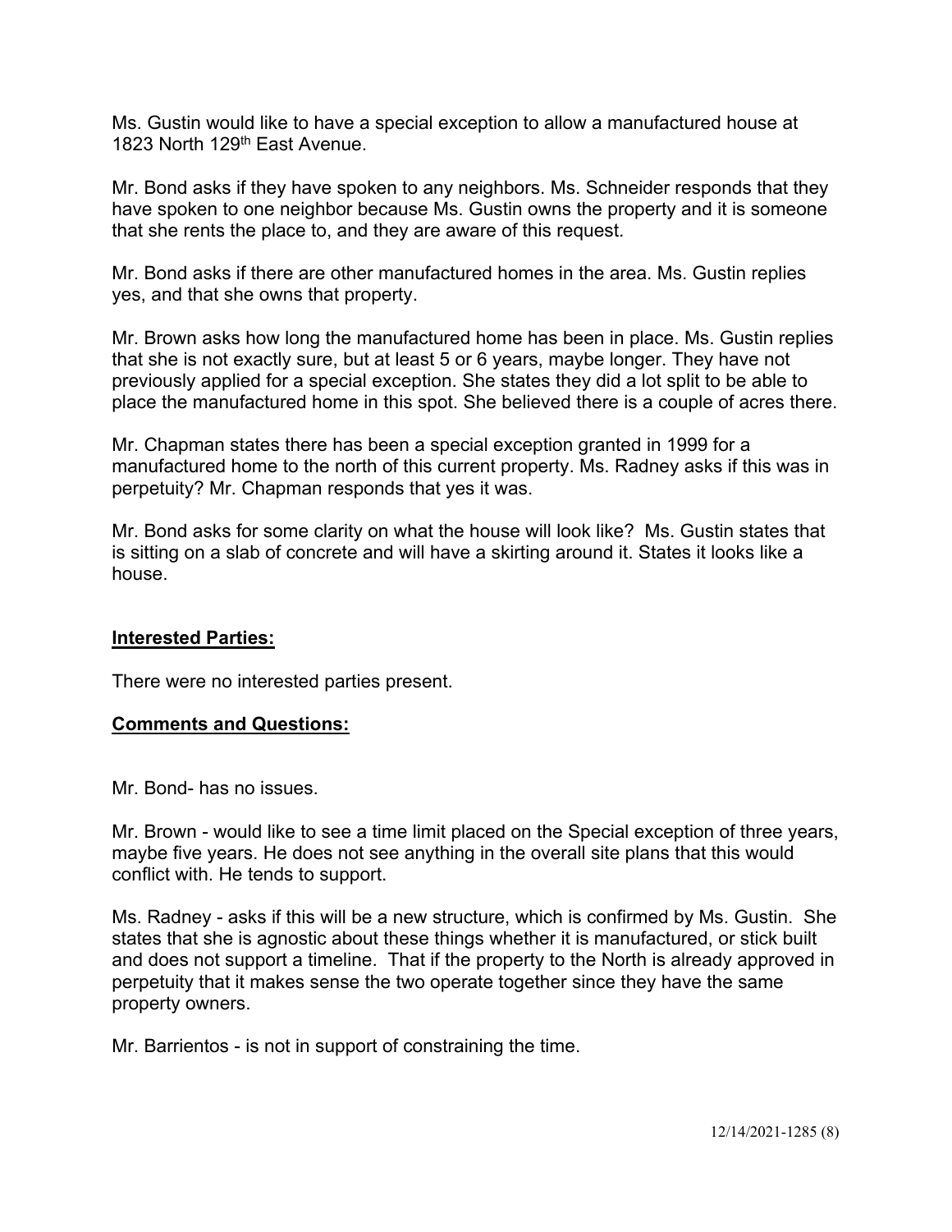Ms. Gustin would like to have a special exception to allow a manufactured house at 1823 North 129th East Avenue.

Mr. Bond asks if they have spoken to any neighbors. Ms. Schneider responds that they have spoken to one neighbor because Ms. Gustin owns the property and it is someone that she rents the place to, and they are aware of this request.

Mr. Bond asks if there are other manufactured homes in the area. Ms. Gustin replies yes, and that she owns that property.

Mr. Brown asks how long the manufactured home has been in place. Ms. Gustin replies that she is not exactly sure, but at least 5 or 6 years, maybe longer. They have not previously applied for a special exception. She states they did a lot split to be able to place the manufactured home in this spot. She believed there is a couple of acres there.

Mr. Chapman states there has been a special exception granted in 1999 for a manufactured home to the north of this current property. Ms. Radney asks if this was in perpetuity? Mr. Chapman responds that yes it was.

Mr. Bond asks for some clarity on what the house will look like? Ms. Gustin states that is sitting on a slab of concrete and will have a skirting around it. States it looks like a house.

**Interested Parties:**

There were no interested parties present.

**Comments and Questions:**

Mr. Bond- has no issues.

Mr. Brown - would like to see a time limit placed on the Special exception of three years, maybe five years. He does not see anything in the overall site plans that this would conflict with. He tends to support.

Ms. Radney - asks if this will be a new structure, which is confirmed by Ms. Gustin. She states that she is agnostic about these things whether it is manufactured, or stick built and does not support a timeline. That if the property to the North is already approved in perpetuity that it makes sense the two operate together since they have the same property owners.

Mr. Barrientos - is not in support of constraining the time.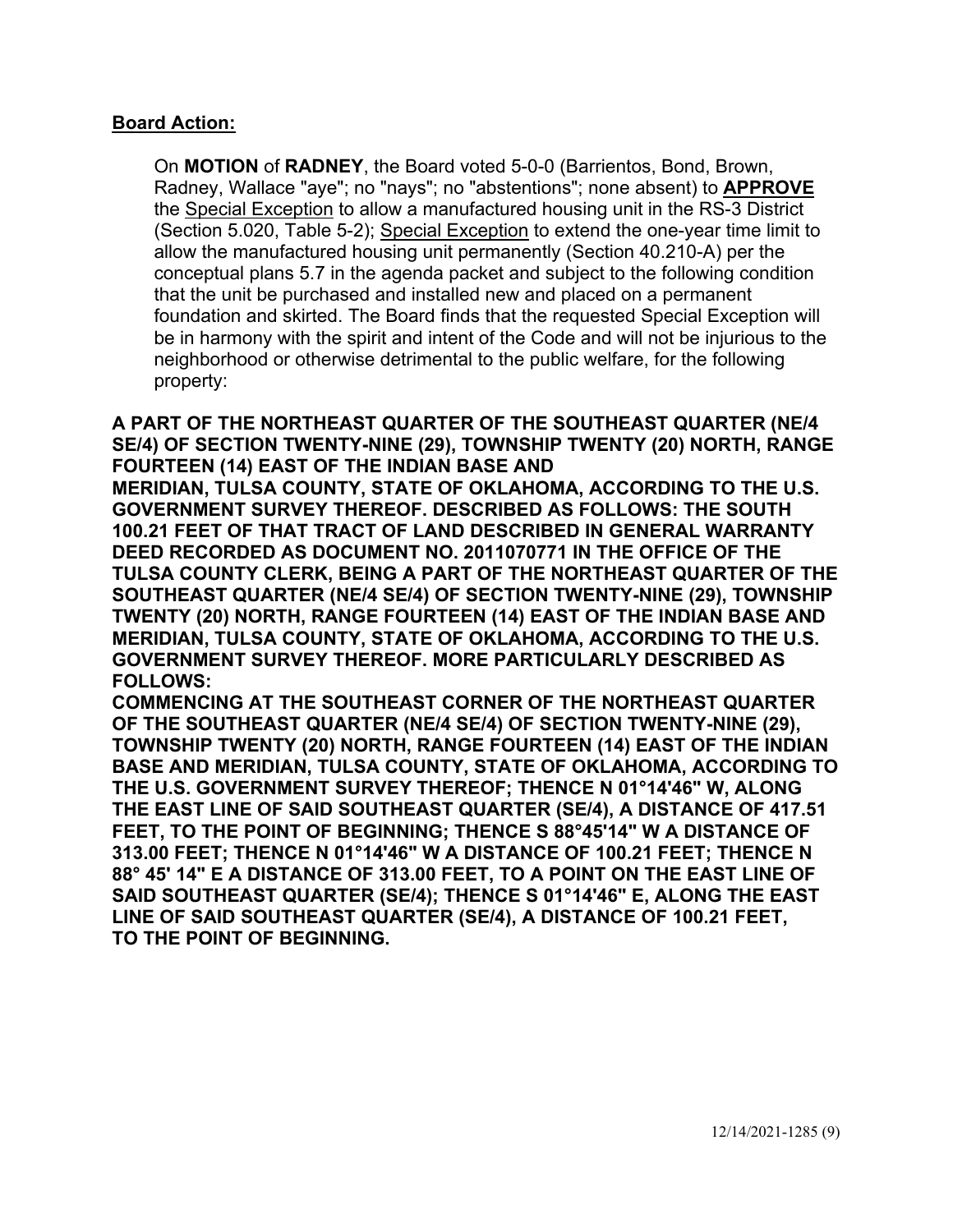**Board Action:**

On **MOTION** of **RADNEY**, the Board voted 5-0-0 (Barrientos, Bond, Brown, Radney, Wallace "aye"; no "nays"; no "abstentions"; none absent) to **APPROVE** the Special Exception to allow a manufactured housing unit in the RS-3 District (Section 5.020, Table 5-2); Special Exception to extend the one-year time limit to allow the manufactured housing unit permanently (Section 40.210-A) per the conceptual plans 5.7 in the agenda packet and subject to the following condition that the unit be purchased and installed new and placed on a permanent foundation and skirted. The Board finds that the requested Special Exception will be in harmony with the spirit and intent of the Code and will not be injurious to the neighborhood or otherwise detrimental to the public welfare, for the following property:

**A PART OF THE NORTHEAST QUARTER OF THE SOUTHEAST QUARTER (NE/4 SE/4) OF SECTION TWENTY-NINE (29), TOWNSHIP TWENTY (20) NORTH, RANGE FOURTEEN (14) EAST OF THE INDIAN BASE AND MERIDIAN, TULSA COUNTY, STATE OF OKLAHOMA, ACCORDING TO THE U.S. GOVERNMENT SURVEY THEREOF. DESCRIBED AS FOLLOWS: THE SOUTH 100.21 FEET OF THAT TRACT OF LAND DESCRIBED IN GENERAL WARRANTY DEED RECORDED AS DOCUMENT NO. 2011070771 IN THE OFFICE OF THE TULSA COUNTY CLERK, BEING A PART OF THE NORTHEAST QUARTER OF THE SOUTHEAST QUARTER (NE/4 SE/4) OF SECTION TWENTY-NINE (29), TOWNSHIP TWENTY (20) NORTH, RANGE FOURTEEN (14) EAST OF THE INDIAN BASE AND MERIDIAN, TULSA COUNTY, STATE OF OKLAHOMA, ACCORDING TO THE U.S. GOVERNMENT SURVEY THEREOF. MORE PARTICULARLY DESCRIBED AS FOLLOWS:**

**COMMENCING AT THE SOUTHEAST CORNER OF THE NORTHEAST QUARTER OF THE SOUTHEAST QUARTER (NE/4 SE/4) OF SECTION TWENTY-NINE (29), TOWNSHIP TWENTY (20) NORTH, RANGE FOURTEEN (14) EAST OF THE INDIAN BASE AND MERIDIAN, TULSA COUNTY, STATE OF OKLAHOMA, ACCORDING TO THE U.S. GOVERNMENT SURVEY THEREOF; THENCE N 01°14'46" W, ALONG THE EAST LINE OF SAID SOUTHEAST QUARTER (SE/4), A DISTANCE OF 417.51 FEET, TO THE POINT OF BEGINNING; THENCE S 88°45'14" W A DISTANCE OF 313.00 FEET; THENCE N 01°14'46" W A DISTANCE OF 100.21 FEET; THENCE N 88° 45' 14" E A DISTANCE OF 313.00 FEET, TO A POINT ON THE EAST LINE OF SAID SOUTHEAST QUARTER (SE/4); THENCE S 01°14'46" E, ALONG THE EAST LINE OF SAID SOUTHEAST QUARTER (SE/4), A DISTANCE OF 100.21 FEET, TO THE POINT OF BEGINNING.**

12/14/2021-1285 (9)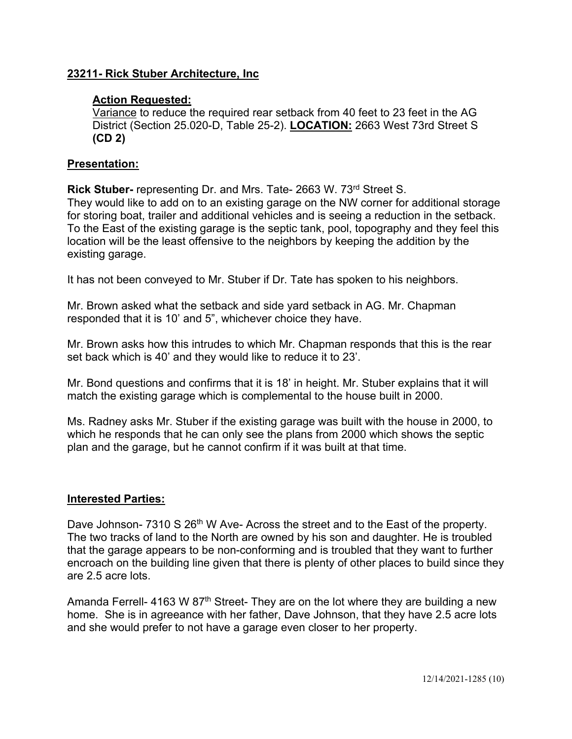**23211- Rick Stuber Architecture, Inc**

**Action Requested:**
Variance to reduce the required rear setback from 40 feet to 23 feet in the AG District (Section 25.020-D, Table 25-2). **LOCATION:** 2663 West 73rd Street S **(CD 2)**

**Presentation:**

**Rick Stuber-** representing Dr. and Mrs. Tate- 2663 W. 73rd Street S.
They would like to add on to an existing garage on the NW corner for additional storage for storing boat, trailer and additional vehicles and is seeing a reduction in the setback. To the East of the existing garage is the septic tank, pool, topography and they feel this location will be the least offensive to the neighbors by keeping the addition by the existing garage.

It has not been conveyed to Mr. Stuber if Dr. Tate has spoken to his neighbors.

Mr. Brown asked what the setback and side yard setback in AG. Mr. Chapman responded that it is 10' and 5", whichever choice they have.

Mr. Brown asks how this intrudes to which Mr. Chapman responds that this is the rear set back which is 40' and they would like to reduce it to 23'.

Mr. Bond questions and confirms that it is 18' in height. Mr. Stuber explains that it will match the existing garage which is complemental to the house built in 2000.

Ms. Radney asks Mr. Stuber if the existing garage was built with the house in 2000, to which he responds that he can only see the plans from 2000 which shows the septic plan and the garage, but he cannot confirm if it was built at that time.

**Interested Parties:**

Dave Johnson- 7310 S 26th W Ave- Across the street and to the East of the property. The two tracks of land to the North are owned by his son and daughter. He is troubled that the garage appears to be non-conforming and is troubled that they want to further encroach on the building line given that there is plenty of other places to build since they are 2.5 acre lots.

Amanda Ferrell- 4163 W 87th Street- They are on the lot where they are building a new home. She is in agreeance with her father, Dave Johnson, that they have 2.5 acre lots and she would prefer to not have a garage even closer to her property.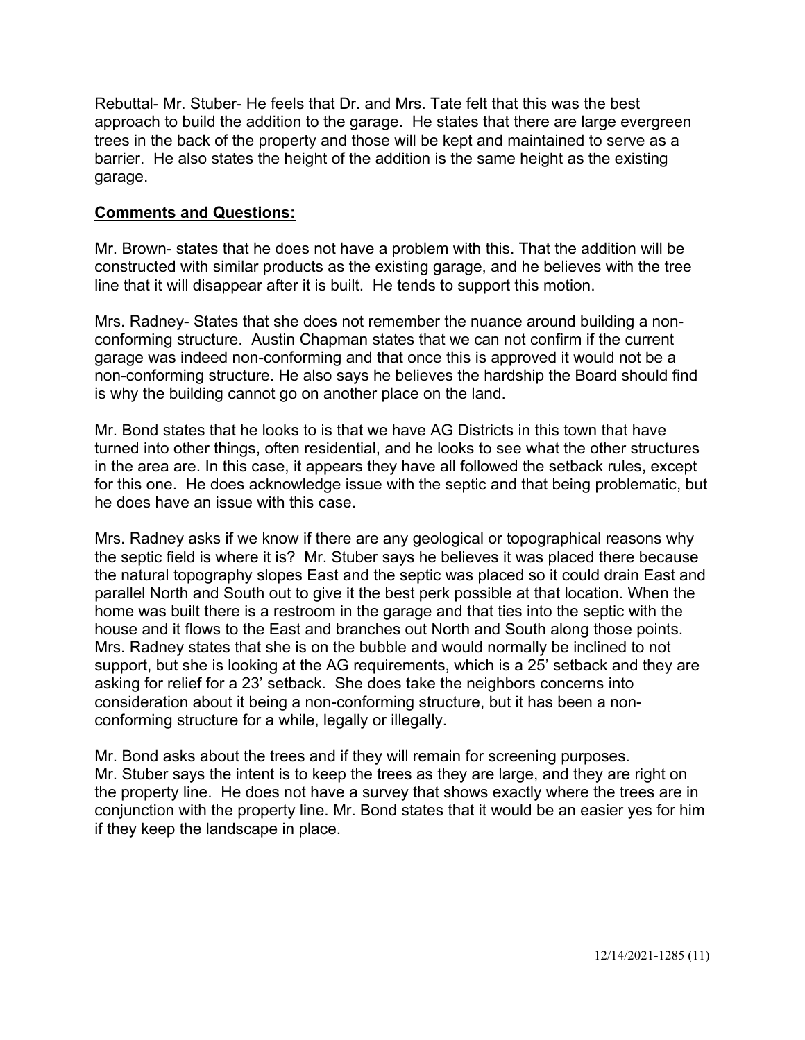Rebuttal- Mr. Stuber- He feels that Dr. and Mrs. Tate felt that this was the best approach to build the addition to the garage. He states that there are large evergreen trees in the back of the property and those will be kept and maintained to serve as a barrier. He also states the height of the addition is the same height as the existing garage.

**Comments and Questions:**

Mr. Brown- states that he does not have a problem with this. That the addition will be constructed with similar products as the existing garage, and he believes with the tree line that it will disappear after it is built. He tends to support this motion.

Mrs. Radney- States that she does not remember the nuance around building a non-conforming structure. Austin Chapman states that we can not confirm if the current garage was indeed non-conforming and that once this is approved it would not be a non-conforming structure. He also says he believes the hardship the Board should find is why the building cannot go on another place on the land.

Mr. Bond states that he looks to is that we have AG Districts in this town that have turned into other things, often residential, and he looks to see what the other structures in the area are. In this case, it appears they have all followed the setback rules, except for this one. He does acknowledge issue with the septic and that being problematic, but he does have an issue with this case.

Mrs. Radney asks if we know if there are any geological or topographical reasons why the septic field is where it is? Mr. Stuber says he believes it was placed there because the natural topography slopes East and the septic was placed so it could drain East and parallel North and South out to give it the best perk possible at that location. When the home was built there is a restroom in the garage and that ties into the septic with the house and it flows to the East and branches out North and South along those points. Mrs. Radney states that she is on the bubble and would normally be inclined to not support, but she is looking at the AG requirements, which is a 25' setback and they are asking for relief for a 23' setback. She does take the neighbors concerns into consideration about it being a non-conforming structure, but it has been a non-conforming structure for a while, legally or illegally.

Mr. Bond asks about the trees and if they will remain for screening purposes.
Mr. Stuber says the intent is to keep the trees as they are large, and they are right on the property line. He does not have a survey that shows exactly where the trees are in conjunction with the property line. Mr. Bond states that it would be an easier yes for him if they keep the landscape in place.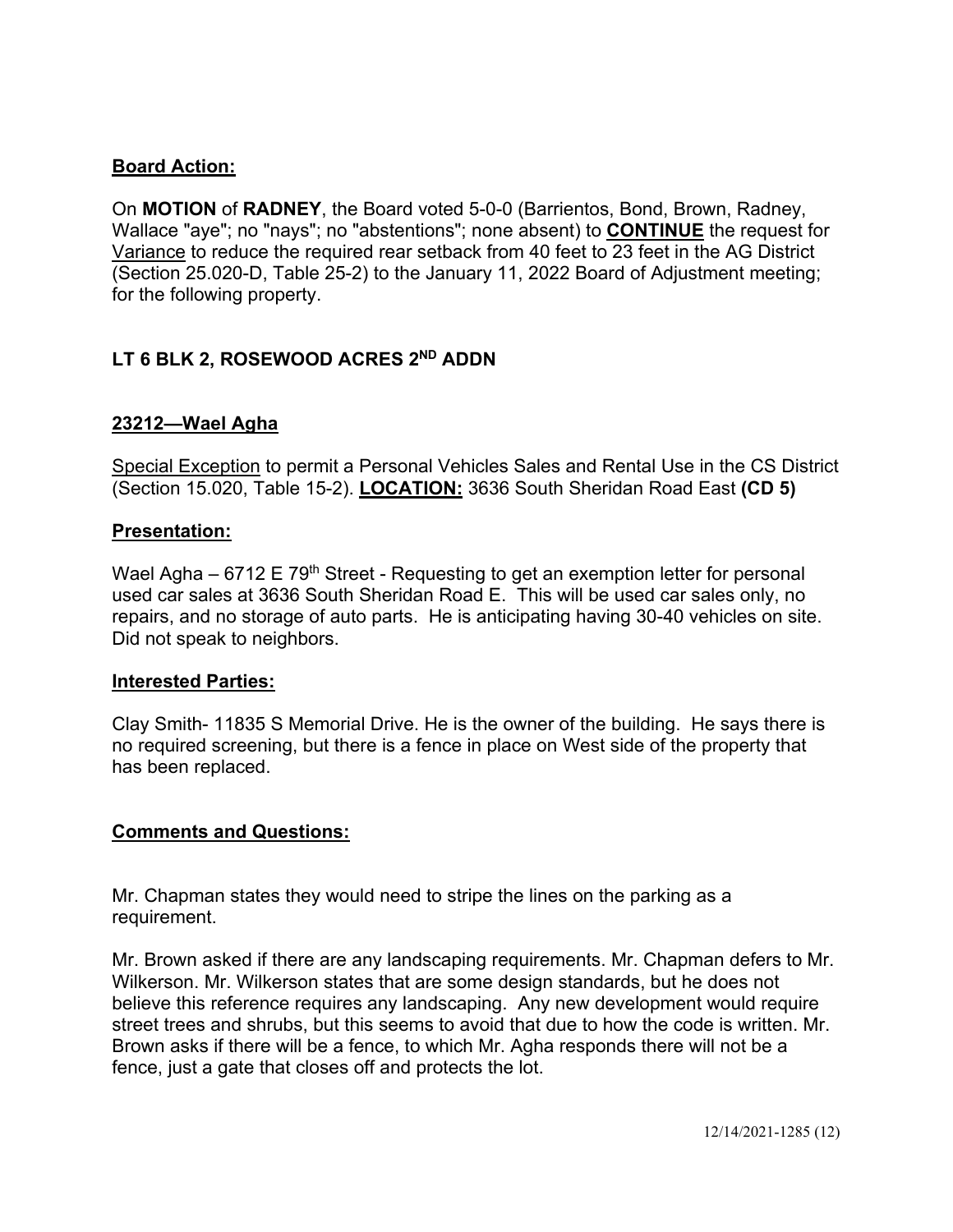**Board Action:**

On **MOTION** of **RADNEY**, the Board voted 5-0-0 (Barrientos, Bond, Brown, Radney, Wallace "aye"; no "nays"; no "abstentions"; none absent) to **CONTINUE** the request for Variance to reduce the required rear setback from 40 feet to 23 feet in the AG District (Section 25.020-D, Table 25-2) to the January 11, 2022 Board of Adjustment meeting; for the following property.

**LT 6 BLK 2, ROSEWOOD ACRES 2ND ADDN**

**23212—Wael Agha**

Special Exception to permit a Personal Vehicles Sales and Rental Use in the CS District (Section 15.020, Table 15-2). **LOCATION:** 3636 South Sheridan Road East **(CD 5)**

**Presentation:**

Wael Agha – 6712 E 79th Street - Requesting to get an exemption letter for personal used car sales at 3636 South Sheridan Road E. This will be used car sales only, no repairs, and no storage of auto parts. He is anticipating having 30-40 vehicles on site. Did not speak to neighbors.

**Interested Parties:**

Clay Smith- 11835 S Memorial Drive. He is the owner of the building. He says there is no required screening, but there is a fence in place on West side of the property that has been replaced.

**Comments and Questions:**

Mr. Chapman states they would need to stripe the lines on the parking as a requirement.

Mr. Brown asked if there are any landscaping requirements. Mr. Chapman defers to Mr. Wilkerson. Mr. Wilkerson states that are some design standards, but he does not believe this reference requires any landscaping. Any new development would require street trees and shrubs, but this seems to avoid that due to how the code is written. Mr. Brown asks if there will be a fence, to which Mr. Agha responds there will not be a fence, just a gate that closes off and protects the lot.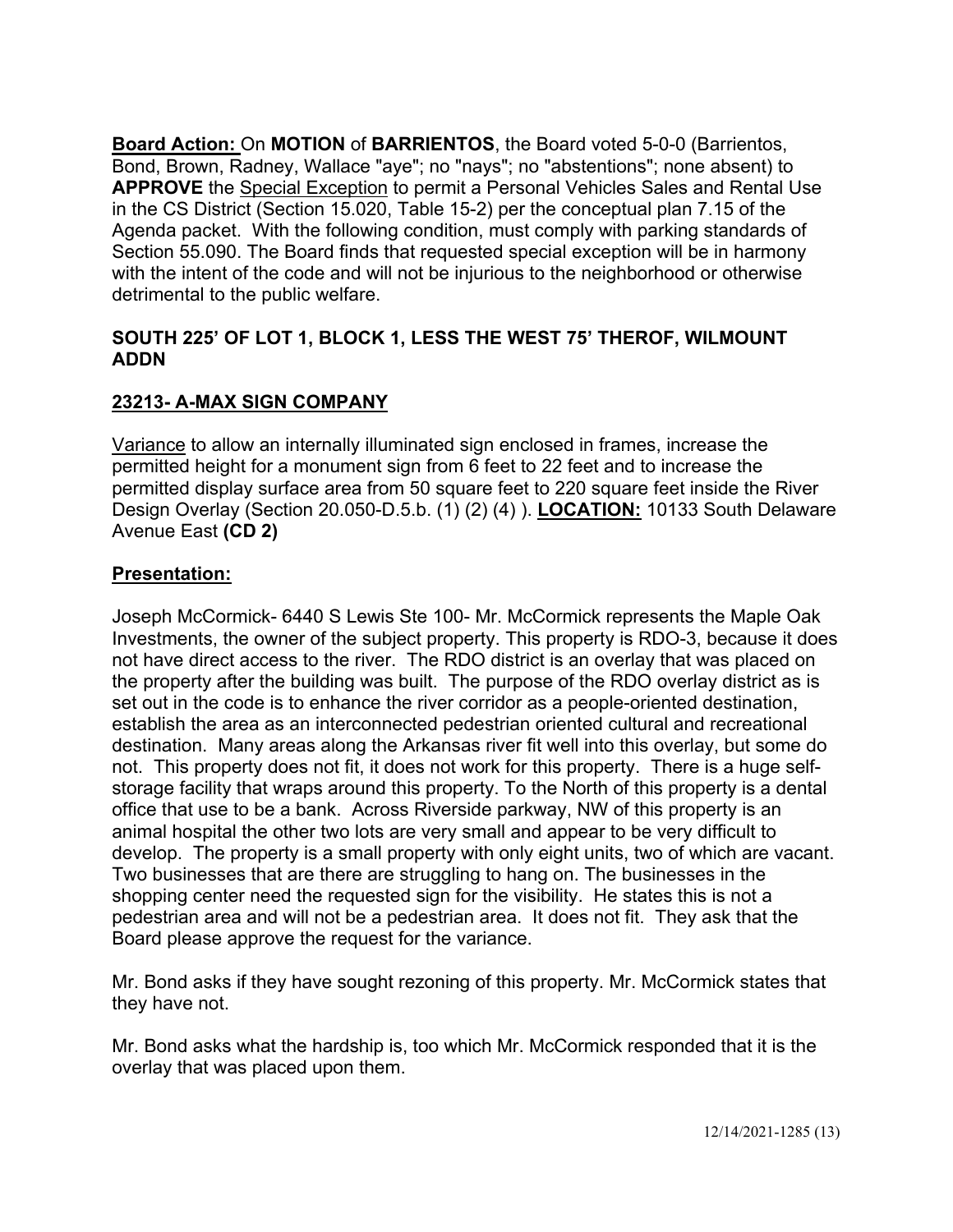**Board Action:** On **MOTION** of **BARRIENTOS**, the Board voted 5-0-0 (Barrientos, Bond, Brown, Radney, Wallace "aye"; no "nays"; no "abstentions"; none absent) to **APPROVE** the Special Exception to permit a Personal Vehicles Sales and Rental Use in the CS District (Section 15.020, Table 15-2) per the conceptual plan 7.15 of the Agenda packet. With the following condition, must comply with parking standards of Section 55.090. The Board finds that requested special exception will be in harmony with the intent of the code and will not be injurious to the neighborhood or otherwise detrimental to the public welfare.

**SOUTH 225' OF LOT 1, BLOCK 1, LESS THE WEST 75' THEROF, WILMOUNT ADDN**

**23213- A-MAX SIGN COMPANY**

Variance to allow an internally illuminated sign enclosed in frames, increase the permitted height for a monument sign from 6 feet to 22 feet and to increase the permitted display surface area from 50 square feet to 220 square feet inside the River Design Overlay (Section 20.050-D.5.b. (1) (2) (4) ). **LOCATION:** 10133 South Delaware Avenue East **(CD 2)**

**Presentation:**

Joseph McCormick- 6440 S Lewis Ste 100- Mr. McCormick represents the Maple Oak Investments, the owner of the subject property. This property is RDO-3, because it does not have direct access to the river. The RDO district is an overlay that was placed on the property after the building was built. The purpose of the RDO overlay district as is set out in the code is to enhance the river corridor as a people-oriented destination, establish the area as an interconnected pedestrian oriented cultural and recreational destination. Many areas along the Arkansas river fit well into this overlay, but some do not. This property does not fit, it does not work for this property. There is a huge self-storage facility that wraps around this property. To the North of this property is a dental office that use to be a bank. Across Riverside parkway, NW of this property is an animal hospital the other two lots are very small and appear to be very difficult to develop. The property is a small property with only eight units, two of which are vacant. Two businesses that are there are struggling to hang on. The businesses in the shopping center need the requested sign for the visibility. He states this is not a pedestrian area and will not be a pedestrian area. It does not fit. They ask that the Board please approve the request for the variance.

Mr. Bond asks if they have sought rezoning of this property. Mr. McCormick states that they have not.

Mr. Bond asks what the hardship is, too which Mr. McCormick responded that it is the overlay that was placed upon them.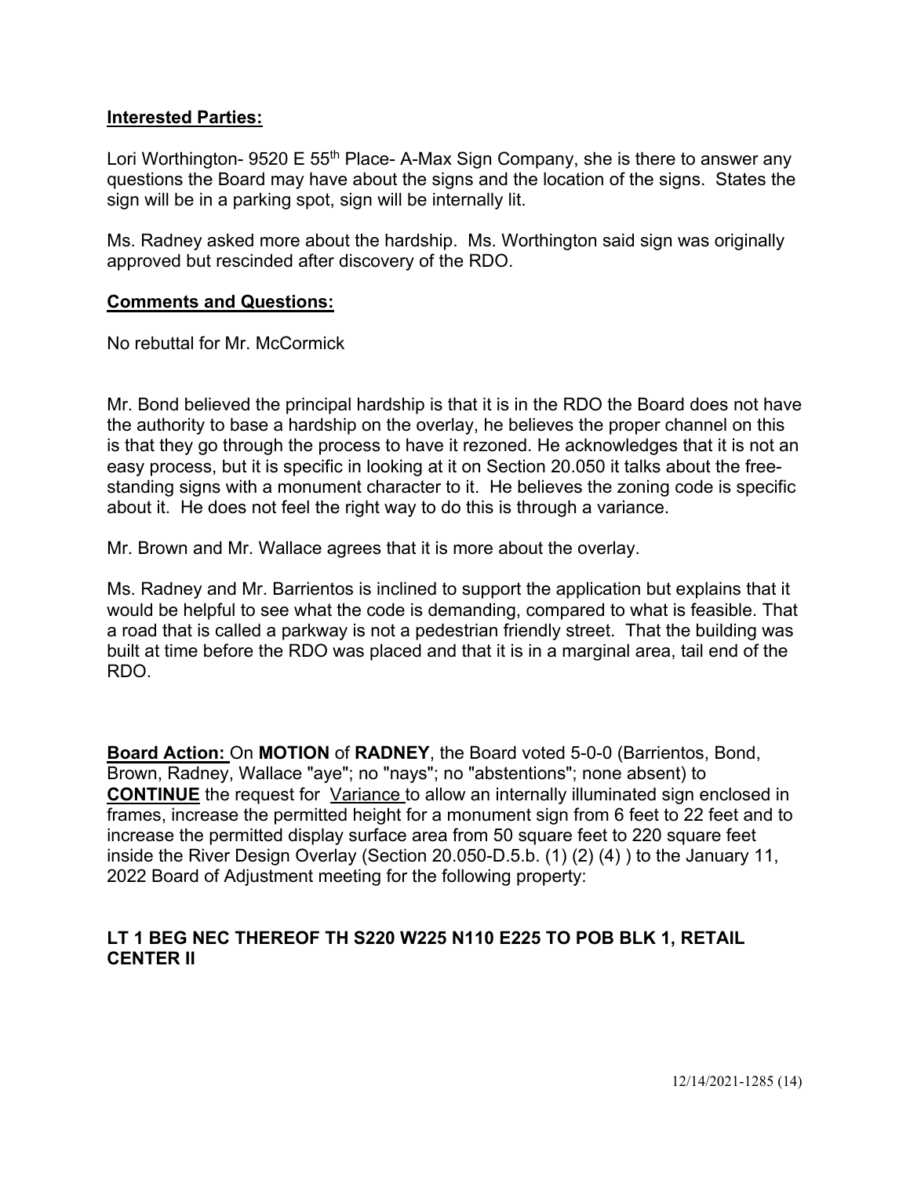**Interested Parties:**

Lori Worthington- 9520 E 55th Place- A-Max Sign Company, she is there to answer any questions the Board may have about the signs and the location of the signs. States the sign will be in a parking spot, sign will be internally lit.

Ms. Radney asked more about the hardship. Ms. Worthington said sign was originally approved but rescinded after discovery of the RDO.

**Comments and Questions:**

No rebuttal for Mr. McCormick

Mr. Bond believed the principal hardship is that it is in the RDO the Board does not have the authority to base a hardship on the overlay, he believes the proper channel on this is that they go through the process to have it rezoned. He acknowledges that it is not an easy process, but it is specific in looking at it on Section 20.050 it talks about the free-standing signs with a monument character to it. He believes the zoning code is specific about it. He does not feel the right way to do this is through a variance.

Mr. Brown and Mr. Wallace agrees that it is more about the overlay.

Ms. Radney and Mr. Barrientos is inclined to support the application but explains that it would be helpful to see what the code is demanding, compared to what is feasible. That a road that is called a parkway is not a pedestrian friendly street. That the building was built at time before the RDO was placed and that it is in a marginal area, tail end of the RDO.

**Board Action:** On **MOTION** of **RADNEY**, the Board voted 5-0-0 (Barrientos, Bond, Brown, Radney, Wallace "aye"; no "nays"; no "abstentions"; none absent) to **CONTINUE** the request for Variance to allow an internally illuminated sign enclosed in frames, increase the permitted height for a monument sign from 6 feet to 22 feet and to increase the permitted display surface area from 50 square feet to 220 square feet inside the River Design Overlay (Section 20.050-D.5.b. (1) (2) (4) ) to the January 11, 2022 Board of Adjustment meeting for the following property:

**LT 1 BEG NEC THEREOF TH S220 W225 N110 E225 TO POB BLK 1, RETAIL CENTER II**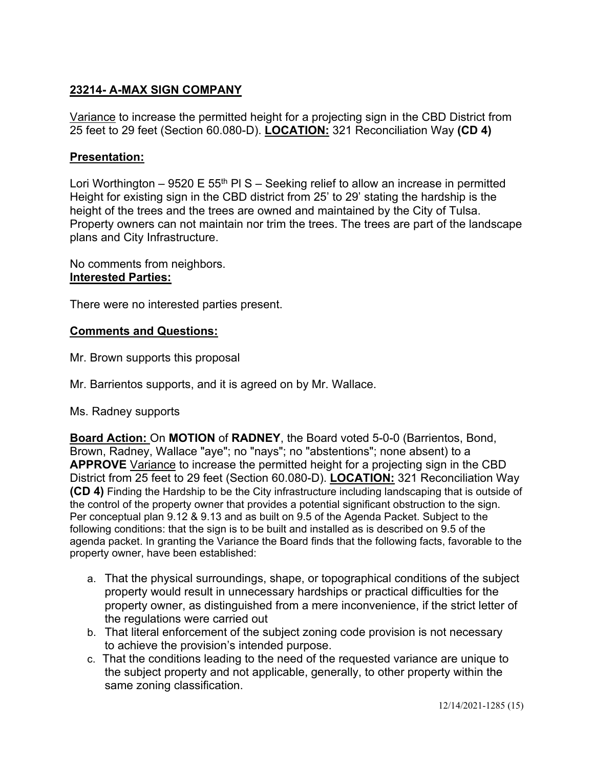**23214- A-MAX SIGN COMPANY**

Variance to increase the permitted height for a projecting sign in the CBD District from 25 feet to 29 feet (Section 60.080-D). **LOCATION:** 321 Reconciliation Way **(CD 4)**

**Presentation:**

Lori Worthington – 9520 E 55th Pl S – Seeking relief to allow an increase in permitted Height for existing sign in the CBD district from 25' to 29' stating the hardship is the height of the trees and the trees are owned and maintained by the City of Tulsa. Property owners can not maintain nor trim the trees. The trees are part of the landscape plans and City Infrastructure.

No comments from neighbors.

**Interested Parties:**

There were no interested parties present.

**Comments and Questions:**

Mr. Brown supports this proposal

Mr. Barrientos supports, and it is agreed on by Mr. Wallace.

Ms. Radney supports

**Board Action:** On **MOTION** of **RADNEY**, the Board voted 5-0-0 (Barrientos, Bond, Brown, Radney, Wallace "aye"; no "nays"; no "abstentions"; none absent) to a **APPROVE** Variance to increase the permitted height for a projecting sign in the CBD District from 25 feet to 29 feet (Section 60.080-D). **LOCATION:** 321 Reconciliation Way **(CD 4)** Finding the Hardship to be the City infrastructure including landscaping that is outside of the control of the property owner that provides a potential significant obstruction to the sign. Per conceptual plan 9.12 & 9.13 and as built on 9.5 of the Agenda Packet. Subject to the following conditions: that the sign is to be built and installed as is described on 9.5 of the agenda packet. In granting the Variance the Board finds that the following facts, favorable to the property owner, have been established:

a. That the physical surroundings, shape, or topographical conditions of the subject property would result in unnecessary hardships or practical difficulties for the property owner, as distinguished from a mere inconvenience, if the strict letter of the regulations were carried out
b. That literal enforcement of the subject zoning code provision is not necessary to achieve the provision's intended purpose.
c. That the conditions leading to the need of the requested variance are unique to the subject property and not applicable, generally, to other property within the same zoning classification.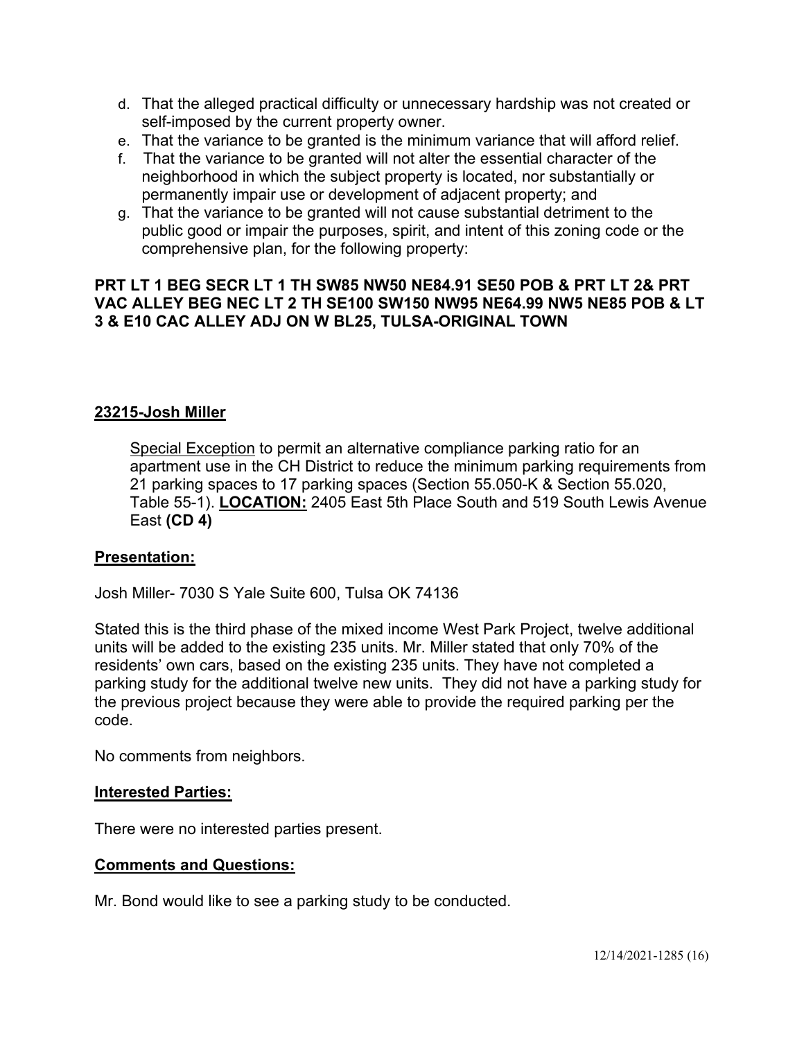d. That the alleged practical difficulty or unnecessary hardship was not created or self-imposed by the current property owner.
e. That the variance to be granted is the minimum variance that will afford relief.
f. That the variance to be granted will not alter the essential character of the neighborhood in which the subject property is located, nor substantially or permanently impair use or development of adjacent property; and
g. That the variance to be granted will not cause substantial detriment to the public good or impair the purposes, spirit, and intent of this zoning code or the comprehensive plan, for the following property:

**PRT LT 1 BEG SECR LT 1 TH SW85 NW50 NE84.91 SE50 POB & PRT LT 2& PRT VAC ALLEY BEG NEC LT 2 TH SE100 SW150 NW95 NE64.99 NW5 NE85 POB & LT 3 & E10 CAC ALLEY ADJ ON W BL25, TULSA-ORIGINAL TOWN**

**23215-Josh Miller**

Special Exception to permit an alternative compliance parking ratio for an apartment use in the CH District to reduce the minimum parking requirements from 21 parking spaces to 17 parking spaces (Section 55.050-K & Section 55.020, Table 55-1). **LOCATION:** 2405 East 5th Place South and 519 South Lewis Avenue East **(CD 4)**

**Presentation:**

Josh Miller- 7030 S Yale Suite 600, Tulsa OK 74136

Stated this is the third phase of the mixed income West Park Project, twelve additional units will be added to the existing 235 units. Mr. Miller stated that only 70% of the residents' own cars, based on the existing 235 units. They have not completed a parking study for the additional twelve new units. They did not have a parking study for the previous project because they were able to provide the required parking per the code.

No comments from neighbors.

**Interested Parties:**

There were no interested parties present.

**Comments and Questions:**

Mr. Bond would like to see a parking study to be conducted.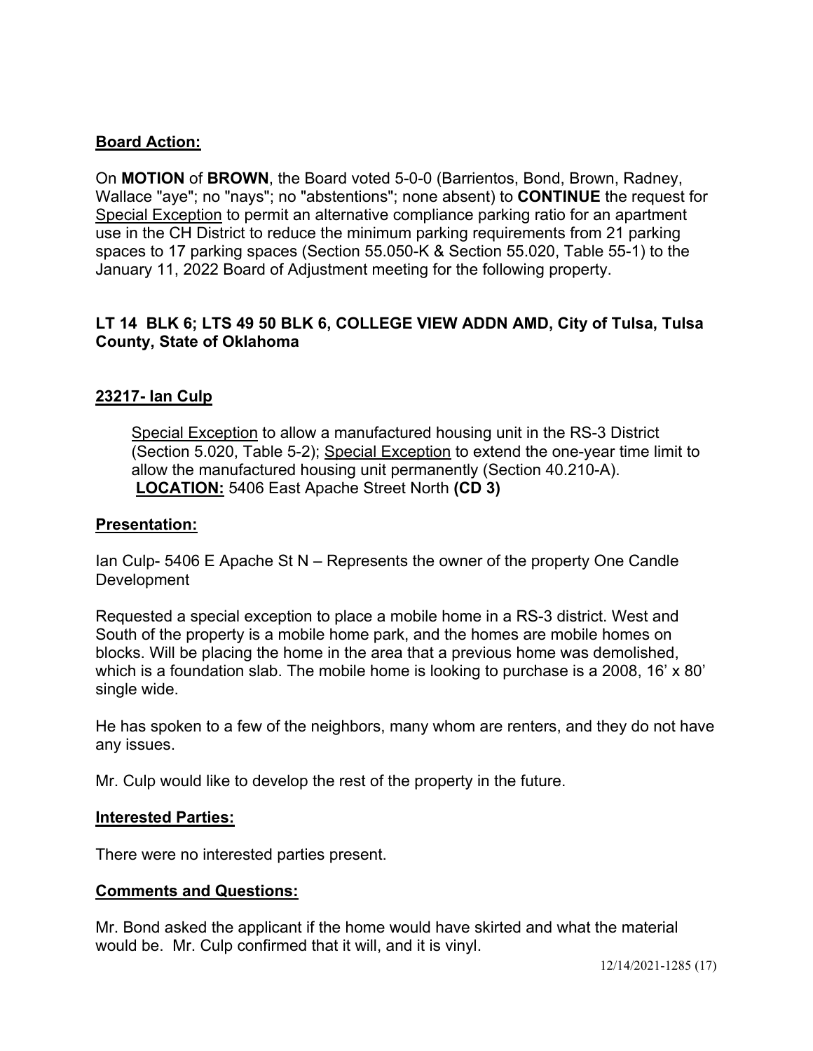## Board Action:

On **MOTION** of **BROWN**, the Board voted 5-0-0 (Barrientos, Bond, Brown, Radney, Wallace "aye"; no "nays"; no "abstentions"; none absent) to **CONTINUE** the request for Special Exception to permit an alternative compliance parking ratio for an apartment use in the CH District to reduce the minimum parking requirements from 21 parking spaces to 17 parking spaces (Section 55.050-K & Section 55.020, Table 55-1) to the January 11, 2022 Board of Adjustment meeting for the following property.

**LT 14 BLK 6; LTS 49 50 BLK 6, COLLEGE VIEW ADDN AMD, City of Tulsa, Tulsa County, State of Oklahoma**

## 23217- Ian Culp

Special Exception to allow a manufactured housing unit in the RS-3 District (Section 5.020, Table 5-2); Special Exception to extend the one-year time limit to allow the manufactured housing unit permanently (Section 40.210-A).
**LOCATION:** 5406 East Apache Street North **(CD 3)**

## Presentation:

Ian Culp- 5406 E Apache St N – Represents the owner of the property One Candle Development

Requested a special exception to place a mobile home in a RS-3 district. West and South of the property is a mobile home park, and the homes are mobile homes on blocks. Will be placing the home in the area that a previous home was demolished, which is a foundation slab. The mobile home is looking to purchase is a 2008, 16' x 80' single wide.

He has spoken to a few of the neighbors, many whom are renters, and they do not have any issues.

Mr. Culp would like to develop the rest of the property in the future.

## Interested Parties:

There were no interested parties present.

## Comments and Questions:

Mr. Bond asked the applicant if the home would have skirted and what the material would be. Mr. Culp confirmed that it will, and it is vinyl.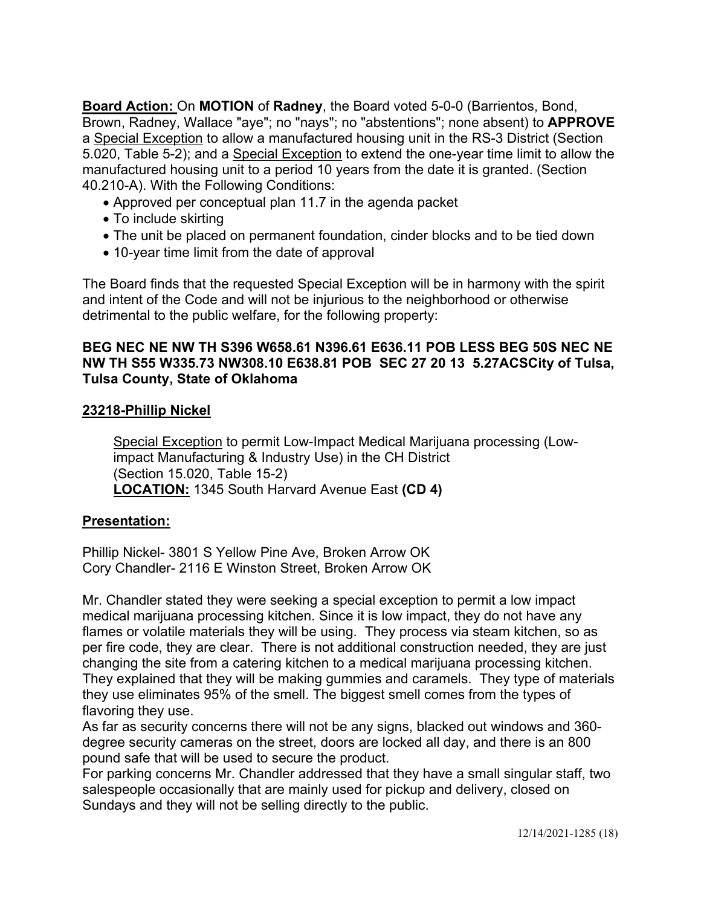**Board Action:** On **MOTION** of **Radney**, the Board voted 5-0-0 (Barrientos, Bond, Brown, Radney, Wallace "aye"; no "nays"; no "abstentions"; none absent) to **APPROVE** a Special Exception to allow a manufactured housing unit in the RS-3 District (Section 5.020, Table 5-2); and a Special Exception to extend the one-year time limit to allow the manufactured housing unit to a period 10 years from the date it is granted. (Section 40.210-A). With the Following Conditions:

- Approved per conceptual plan 11.7 in the agenda packet
- To include skirting
- The unit be placed on permanent foundation, cinder blocks and to be tied down
- 10-year time limit from the date of approval

The Board finds that the requested Special Exception will be in harmony with the spirit and intent of the Code and will not be injurious to the neighborhood or otherwise detrimental to the public welfare, for the following property:

**BEG NEC NE NW TH S396 W658.61 N396.61 E636.11 POB LESS BEG 50S NEC NE NW TH S55 W335.73 NW308.10 E638.81 POB SEC 27 20 13 5.27ACSCity of Tulsa, Tulsa County, State of Oklahoma**

## 23218-Phillip Nickel

Special Exception to permit Low-Impact Medical Marijuana processing (Low-impact Manufacturing & Industry Use) in the CH District (Section 15.020, Table 15-2)
**LOCATION:** 1345 South Harvard Avenue East **(CD 4)**

### Presentation:

Phillip Nickel- 3801 S Yellow Pine Ave, Broken Arrow OK
Cory Chandler- 2116 E Winston Street, Broken Arrow OK

Mr. Chandler stated they were seeking a special exception to permit a low impact medical marijuana processing kitchen. Since it is low impact, they do not have any flames or volatile materials they will be using. They process via steam kitchen, so as per fire code, they are clear. There is not additional construction needed, they are just changing the site from a catering kitchen to a medical marijuana processing kitchen. They explained that they will be making gummies and caramels. They type of materials they use eliminates 95% of the smell. The biggest smell comes from the types of flavoring they use.
As far as security concerns there will not be any signs, blacked out windows and 360-degree security cameras on the street, doors are locked all day, and there is an 800 pound safe that will be used to secure the product.
For parking concerns Mr. Chandler addressed that they have a small singular staff, two salespeople occasionally that are mainly used for pickup and delivery, closed on Sundays and they will not be selling directly to the public.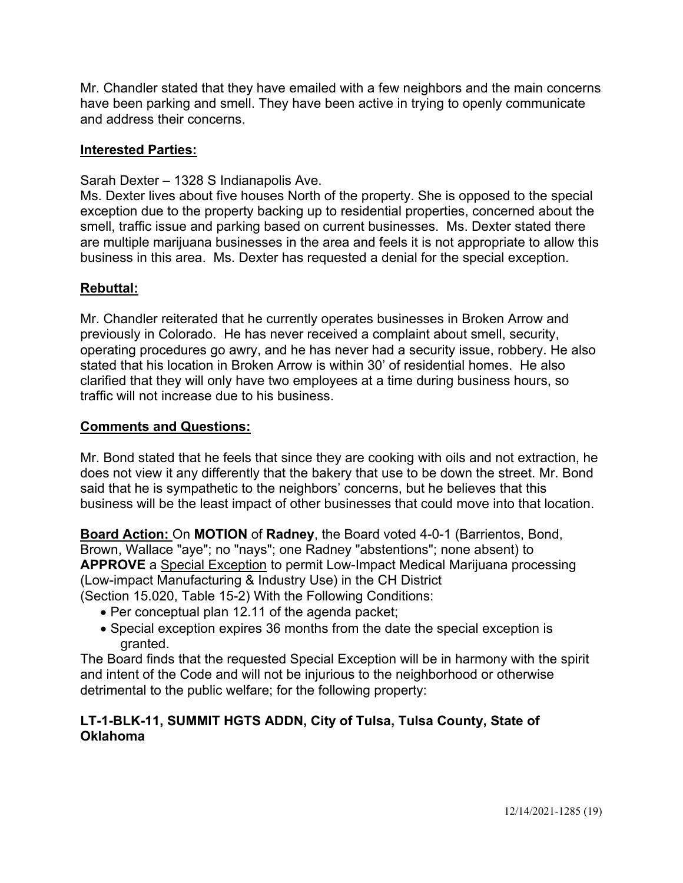Mr. Chandler stated that they have emailed with a few neighbors and the main concerns have been parking and smell. They have been active in trying to openly communicate and address their concerns.

**Interested Parties:**

Sarah Dexter – 1328 S Indianapolis Ave.
Ms. Dexter lives about five houses North of the property. She is opposed to the special exception due to the property backing up to residential properties, concerned about the smell, traffic issue and parking based on current businesses. Ms. Dexter stated there are multiple marijuana businesses in the area and feels it is not appropriate to allow this business in this area. Ms. Dexter has requested a denial for the special exception.

**Rebuttal:**

Mr. Chandler reiterated that he currently operates businesses in Broken Arrow and previously in Colorado. He has never received a complaint about smell, security, operating procedures go awry, and he has never had a security issue, robbery. He also stated that his location in Broken Arrow is within 30' of residential homes. He also clarified that they will only have two employees at a time during business hours, so traffic will not increase due to his business.

**Comments and Questions:**

Mr. Bond stated that he feels that since they are cooking with oils and not extraction, he does not view it any differently that the bakery that use to be down the street. Mr. Bond said that he is sympathetic to the neighbors' concerns, but he believes that this business will be the least impact of other businesses that could move into that location.

**Board Action:** On **MOTION** of **Radney**, the Board voted 4-0-1 (Barrientos, Bond, Brown, Wallace "aye"; no "nays"; one Radney "abstentions"; none absent) to **APPROVE** a Special Exception to permit Low-Impact Medical Marijuana processing (Low-impact Manufacturing & Industry Use) in the CH District (Section 15.020, Table 15-2) With the Following Conditions:

- Per conceptual plan 12.11 of the agenda packet;
- Special exception expires 36 months from the date the special exception is granted.

The Board finds that the requested Special Exception will be in harmony with the spirit and intent of the Code and will not be injurious to the neighborhood or otherwise detrimental to the public welfare; for the following property:

**LT-1-BLK-11, SUMMIT HGTS ADDN, City of Tulsa, Tulsa County, State of Oklahoma**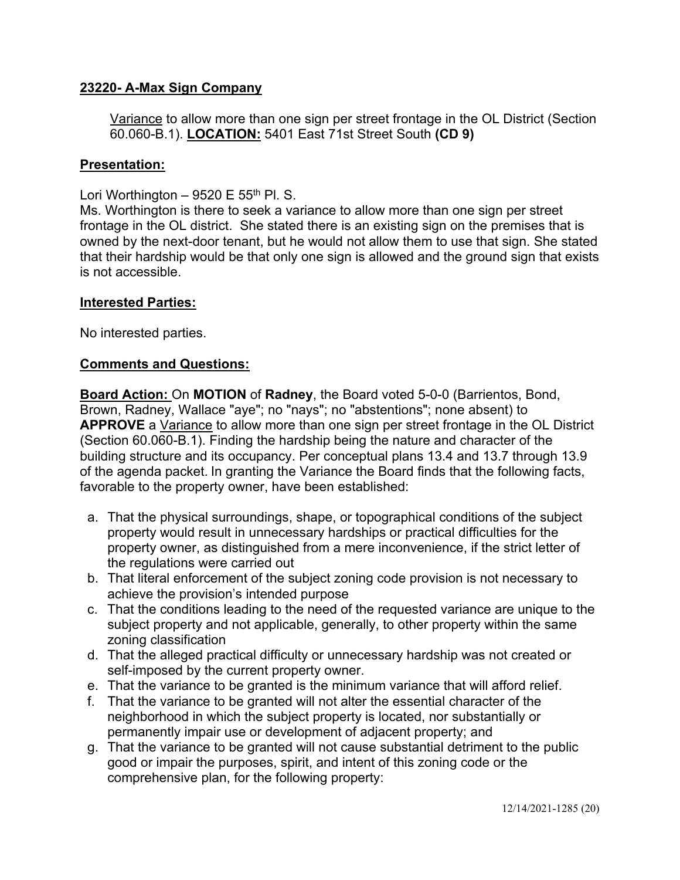**23220- A-Max Sign Company**

Variance to allow more than one sign per street frontage in the OL District (Section 60.060-B.1). **LOCATION:** 5401 East 71st Street South **(CD 9)**

**Presentation:**

Lori Worthington – 9520 E 55th Pl. S.
Ms. Worthington is there to seek a variance to allow more than one sign per street frontage in the OL district. She stated there is an existing sign on the premises that is owned by the next-door tenant, but he would not allow them to use that sign. She stated that their hardship would be that only one sign is allowed and the ground sign that exists is not accessible.

**Interested Parties:**

No interested parties.

**Comments and Questions:**

**Board Action:** On **MOTION** of **Radney**, the Board voted 5-0-0 (Barrientos, Bond, Brown, Radney, Wallace "aye"; no "nays"; no "abstentions"; none absent) to **APPROVE** a Variance to allow more than one sign per street frontage in the OL District (Section 60.060-B.1). Finding the hardship being the nature and character of the building structure and its occupancy. Per conceptual plans 13.4 and 13.7 through 13.9 of the agenda packet. In granting the Variance the Board finds that the following facts, favorable to the property owner, have been established:

a. That the physical surroundings, shape, or topographical conditions of the subject property would result in unnecessary hardships or practical difficulties for the property owner, as distinguished from a mere inconvenience, if the strict letter of the regulations were carried out
b. That literal enforcement of the subject zoning code provision is not necessary to achieve the provision's intended purpose
c. That the conditions leading to the need of the requested variance are unique to the subject property and not applicable, generally, to other property within the same zoning classification
d. That the alleged practical difficulty or unnecessary hardship was not created or self-imposed by the current property owner.
e. That the variance to be granted is the minimum variance that will afford relief.
f. That the variance to be granted will not alter the essential character of the neighborhood in which the subject property is located, nor substantially or permanently impair use or development of adjacent property; and
g. That the variance to be granted will not cause substantial detriment to the public good or impair the purposes, spirit, and intent of this zoning code or the comprehensive plan, for the following property: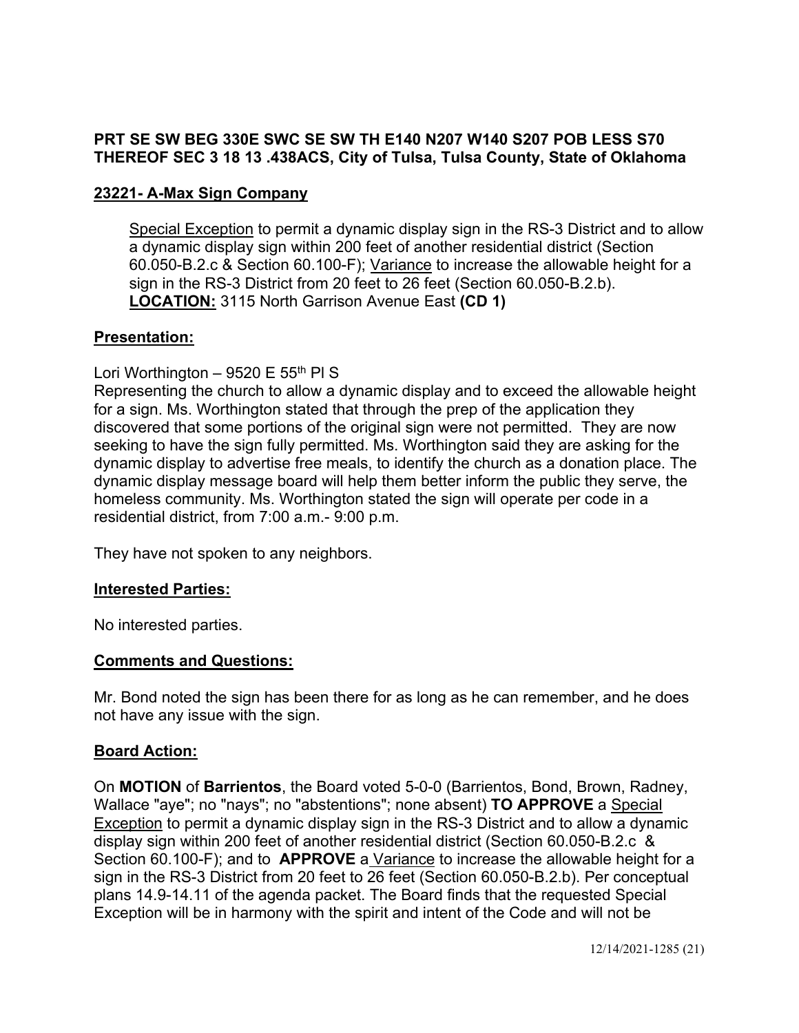**PRT SE SW BEG 330E SWC SE SW TH E140 N207 W140 S207 POB LESS S70 THEREOF SEC 3 18 13 .438ACS, City of Tulsa, Tulsa County, State of Oklahoma**

**23221- A-Max Sign Company**

Special Exception to permit a dynamic display sign in the RS-3 District and to allow a dynamic display sign within 200 feet of another residential district (Section 60.050-B.2.c & Section 60.100-F); Variance to increase the allowable height for a sign in the RS-3 District from 20 feet to 26 feet (Section 60.050-B.2.b). **LOCATION:** 3115 North Garrison Avenue East **(CD 1)**

**Presentation:**

Lori Worthington – 9520 E 55th Pl S
Representing the church to allow a dynamic display and to exceed the allowable height for a sign. Ms. Worthington stated that through the prep of the application they discovered that some portions of the original sign were not permitted. They are now seeking to have the sign fully permitted. Ms. Worthington said they are asking for the dynamic display to advertise free meals, to identify the church as a donation place. The dynamic display message board will help them better inform the public they serve, the homeless community. Ms. Worthington stated the sign will operate per code in a residential district, from 7:00 a.m.- 9:00 p.m.

They have not spoken to any neighbors.

**Interested Parties:**

No interested parties.

**Comments and Questions:**

Mr. Bond noted the sign has been there for as long as he can remember, and he does not have any issue with the sign.

**Board Action:**

On **MOTION** of **Barrientos**, the Board voted 5-0-0 (Barrientos, Bond, Brown, Radney, Wallace "aye"; no "nays"; no "abstentions"; none absent) **TO APPROVE** a Special Exception to permit a dynamic display sign in the RS-3 District and to allow a dynamic display sign within 200 feet of another residential district (Section 60.050-B.2.c & Section 60.100-F); and to **APPROVE** a Variance to increase the allowable height for a sign in the RS-3 District from 20 feet to 26 feet (Section 60.050-B.2.b). Per conceptual plans 14.9-14.11 of the agenda packet. The Board finds that the requested Special Exception will be in harmony with the spirit and intent of the Code and will not be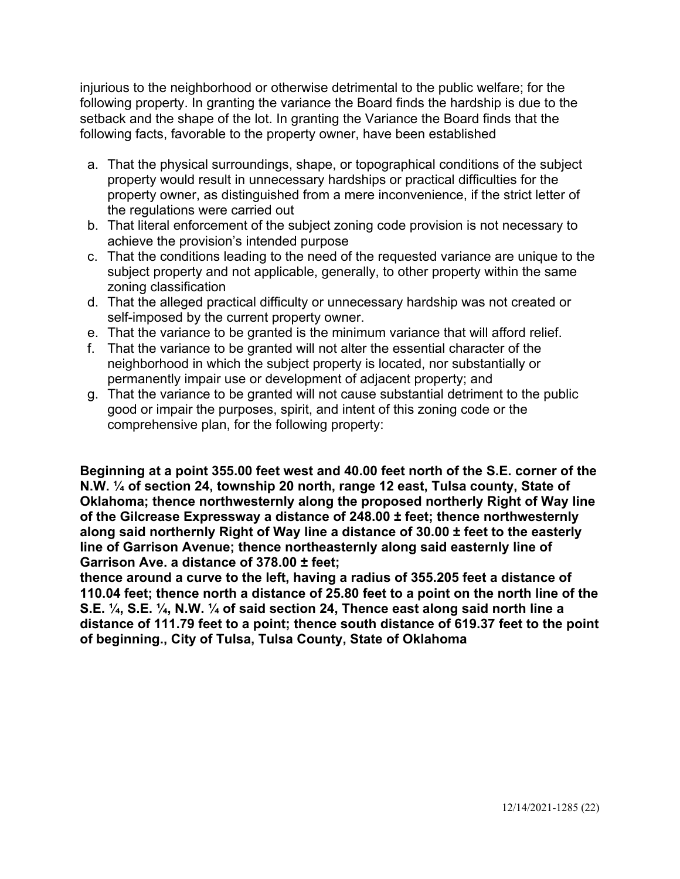injurious to the neighborhood or otherwise detrimental to the public welfare; for the following property. In granting the variance the Board finds the hardship is due to the setback and the shape of the lot. In granting the Variance the Board finds that the following facts, favorable to the property owner, have been established

a. That the physical surroundings, shape, or topographical conditions of the subject property would result in unnecessary hardships or practical difficulties for the property owner, as distinguished from a mere inconvenience, if the strict letter of the regulations were carried out
b. That literal enforcement of the subject zoning code provision is not necessary to achieve the provision's intended purpose
c. That the conditions leading to the need of the requested variance are unique to the subject property and not applicable, generally, to other property within the same zoning classification
d. That the alleged practical difficulty or unnecessary hardship was not created or self-imposed by the current property owner.
e. That the variance to be granted is the minimum variance that will afford relief.
f. That the variance to be granted will not alter the essential character of the neighborhood in which the subject property is located, nor substantially or permanently impair use or development of adjacent property; and
g. That the variance to be granted will not cause substantial detriment to the public good or impair the purposes, spirit, and intent of this zoning code or the comprehensive plan, for the following property:

**Beginning at a point 355.00 feet west and 40.00 feet north of the S.E. corner of the N.W. ¼ of section 24, township 20 north, range 12 east, Tulsa county, State of Oklahoma; thence northwesternly along the proposed northerly Right of Way line of the Gilcrease Expressway a distance of 248.00 ± feet; thence northwesternly along said northernly Right of Way line a distance of 30.00 ± feet to the easterly line of Garrison Avenue; thence northeasternly along said easternly line of Garrison Ave. a distance of 378.00 ± feet;**
**thence around a curve to the left, having a radius of 355.205 feet a distance of 110.04 feet; thence north a distance of 25.80 feet to a point on the north line of the S.E. ¼, S.E. ¼, N.W. ¼ of said section 24, Thence east along said north line a distance of 111.79 feet to a point; thence south distance of 619.37 feet to the point of beginning., City of Tulsa, Tulsa County, State of Oklahoma**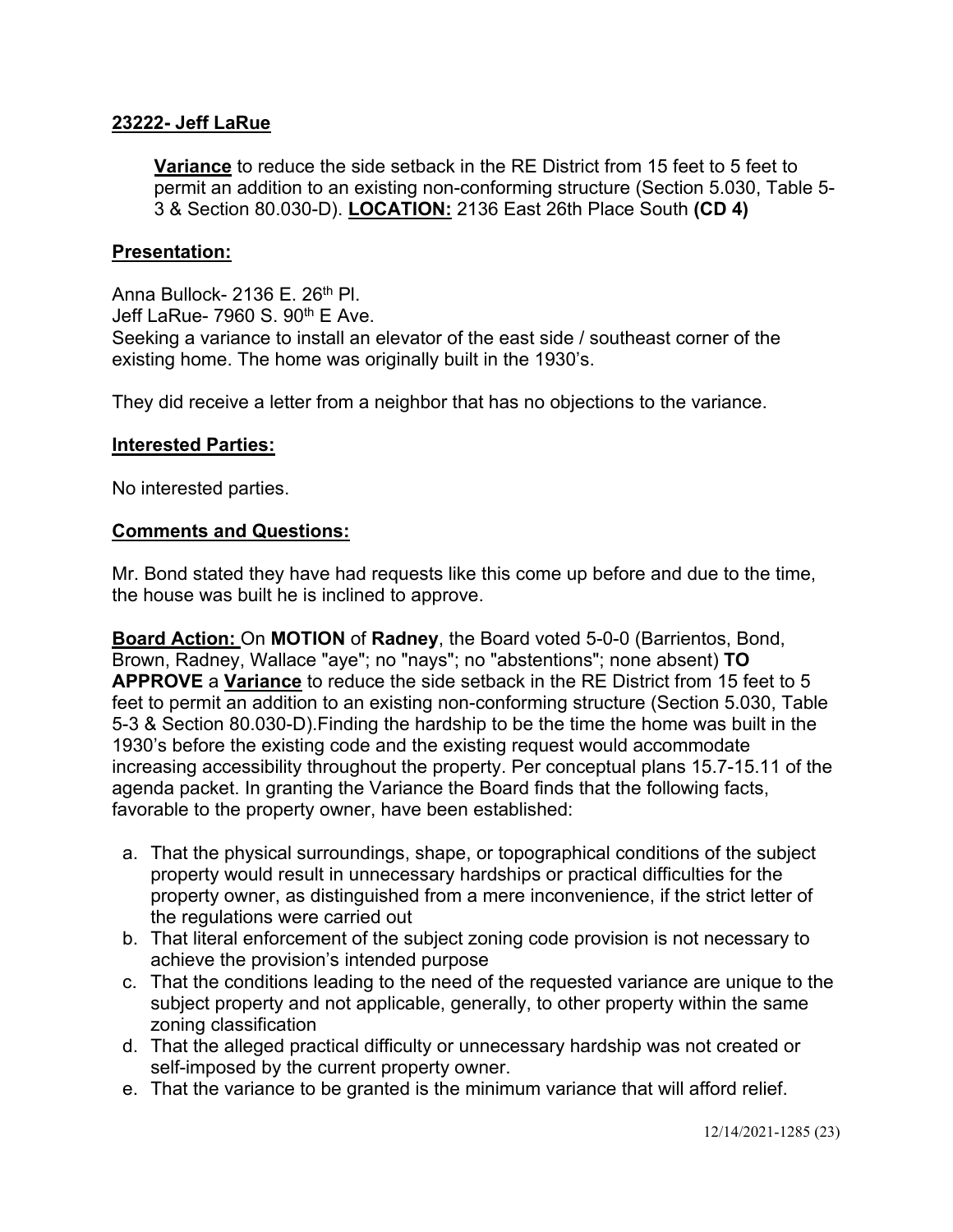**23222- Jeff LaRue**

**Variance** to reduce the side setback in the RE District from 15 feet to 5 feet to permit an addition to an existing non-conforming structure (Section 5.030, Table 5-3 & Section 80.030-D). **LOCATION:** 2136 East 26th Place South **(CD 4)**

**Presentation:**

Anna Bullock- 2136 E. 26th Pl.
Jeff LaRue- 7960 S. 90th E Ave.
Seeking a variance to install an elevator of the east side / southeast corner of the existing home. The home was originally built in the 1930's.

They did receive a letter from a neighbor that has no objections to the variance.

**Interested Parties:**

No interested parties.

**Comments and Questions:**

Mr. Bond stated they have had requests like this come up before and due to the time, the house was built he is inclined to approve.

**Board Action:** On **MOTION** of **Radney**, the Board voted 5-0-0 (Barrientos, Bond, Brown, Radney, Wallace "aye"; no "nays"; no "abstentions"; none absent) **TO APPROVE** a **Variance** to reduce the side setback in the RE District from 15 feet to 5 feet to permit an addition to an existing non-conforming structure (Section 5.030, Table 5-3 & Section 80.030-D).Finding the hardship to be the time the home was built in the 1930's before the existing code and the existing request would accommodate increasing accessibility throughout the property. Per conceptual plans 15.7-15.11 of the agenda packet. In granting the Variance the Board finds that the following facts, favorable to the property owner, have been established:

a. That the physical surroundings, shape, or topographical conditions of the subject property would result in unnecessary hardships or practical difficulties for the property owner, as distinguished from a mere inconvenience, if the strict letter of the regulations were carried out
b. That literal enforcement of the subject zoning code provision is not necessary to achieve the provision's intended purpose
c. That the conditions leading to the need of the requested variance are unique to the subject property and not applicable, generally, to other property within the same zoning classification
d. That the alleged practical difficulty or unnecessary hardship was not created or self-imposed by the current property owner.
e. That the variance to be granted is the minimum variance that will afford relief.

12/14/2021-1285 (23)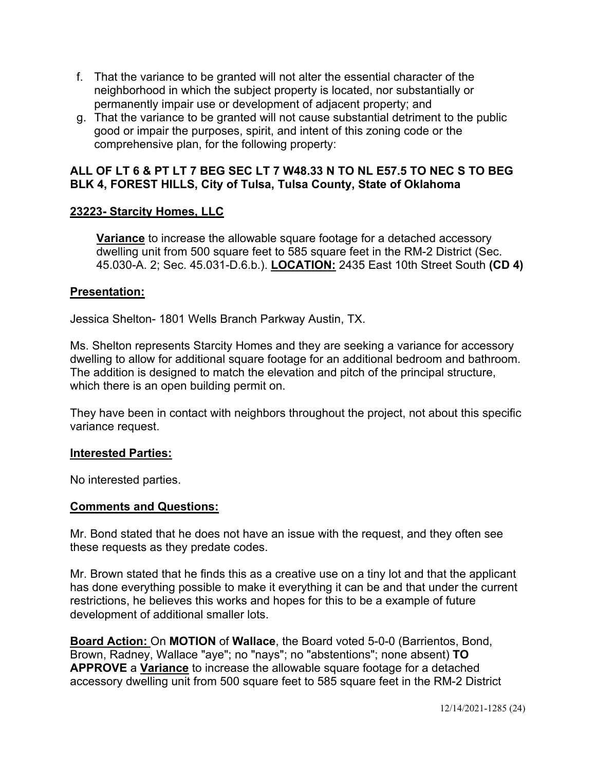f. That the variance to be granted will not alter the essential character of the neighborhood in which the subject property is located, nor substantially or permanently impair use or development of adjacent property; and
g. That the variance to be granted will not cause substantial detriment to the public good or impair the purposes, spirit, and intent of this zoning code or the comprehensive plan, for the following property:

**ALL OF LT 6 & PT LT 7 BEG SEC LT 7 W48.33 N TO NL E57.5 TO NEC S TO BEG BLK 4, FOREST HILLS, City of Tulsa, Tulsa County, State of Oklahoma**

**23223- Starcity Homes, LLC**

**Variance** to increase the allowable square footage for a detached accessory dwelling unit from 500 square feet to 585 square feet in the RM-2 District (Sec. 45.030-A. 2; Sec. 45.031-D.6.b.). **LOCATION:** 2435 East 10th Street South **(CD 4)**

**Presentation:**

Jessica Shelton- 1801 Wells Branch Parkway Austin, TX.

Ms. Shelton represents Starcity Homes and they are seeking a variance for accessory dwelling to allow for additional square footage for an additional bedroom and bathroom. The addition is designed to match the elevation and pitch of the principal structure, which there is an open building permit on.

They have been in contact with neighbors throughout the project, not about this specific variance request.

**Interested Parties:**

No interested parties.

**Comments and Questions:**

Mr. Bond stated that he does not have an issue with the request, and they often see these requests as they predate codes.

Mr. Brown stated that he finds this as a creative use on a tiny lot and that the applicant has done everything possible to make it everything it can be and that under the current restrictions, he believes this works and hopes for this to be a example of future development of additional smaller lots.

**Board Action:** On **MOTION** of **Wallace**, the Board voted 5-0-0 (Barrientos, Bond, Brown, Radney, Wallace "aye"; no "nays"; no "abstentions"; none absent) **TO APPROVE** a **Variance** to increase the allowable square footage for a detached accessory dwelling unit from 500 square feet to 585 square feet in the RM-2 District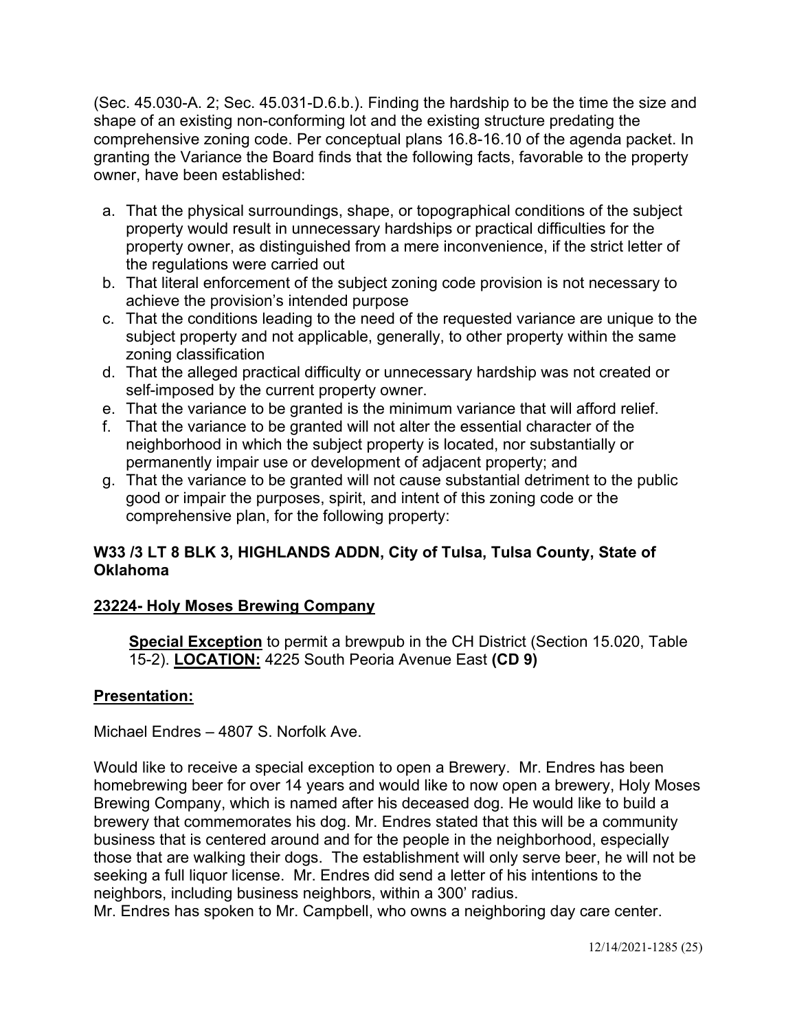(Sec. 45.030-A. 2; Sec. 45.031-D.6.b.). Finding the hardship to be the time the size and shape of an existing non-conforming lot and the existing structure predating the comprehensive zoning code. Per conceptual plans 16.8-16.10 of the agenda packet. In granting the Variance the Board finds that the following facts, favorable to the property owner, have been established:

a. That the physical surroundings, shape, or topographical conditions of the subject property would result in unnecessary hardships or practical difficulties for the property owner, as distinguished from a mere inconvenience, if the strict letter of the regulations were carried out
b. That literal enforcement of the subject zoning code provision is not necessary to achieve the provision's intended purpose
c. That the conditions leading to the need of the requested variance are unique to the subject property and not applicable, generally, to other property within the same zoning classification
d. That the alleged practical difficulty or unnecessary hardship was not created or self-imposed by the current property owner.
e. That the variance to be granted is the minimum variance that will afford relief.
f. That the variance to be granted will not alter the essential character of the neighborhood in which the subject property is located, nor substantially or permanently impair use or development of adjacent property; and
g. That the variance to be granted will not cause substantial detriment to the public good or impair the purposes, spirit, and intent of this zoning code or the comprehensive plan, for the following property:

**W33 /3 LT 8 BLK 3, HIGHLANDS ADDN, City of Tulsa, Tulsa County, State of Oklahoma**

**23224- Holy Moses Brewing Company**

**Special Exception** to permit a brewpub in the CH District (Section 15.020, Table 15-2). **LOCATION:** 4225 South Peoria Avenue East **(CD 9)**

**Presentation:**

Michael Endres – 4807 S. Norfolk Ave.

Would like to receive a special exception to open a Brewery. Mr. Endres has been homebrewing beer for over 14 years and would like to now open a brewery, Holy Moses Brewing Company, which is named after his deceased dog. He would like to build a brewery that commemorates his dog. Mr. Endres stated that this will be a community business that is centered around and for the people in the neighborhood, especially those that are walking their dogs. The establishment will only serve beer, he will not be seeking a full liquor license. Mr. Endres did send a letter of his intentions to the neighbors, including business neighbors, within a 300' radius.
Mr. Endres has spoken to Mr. Campbell, who owns a neighboring day care center.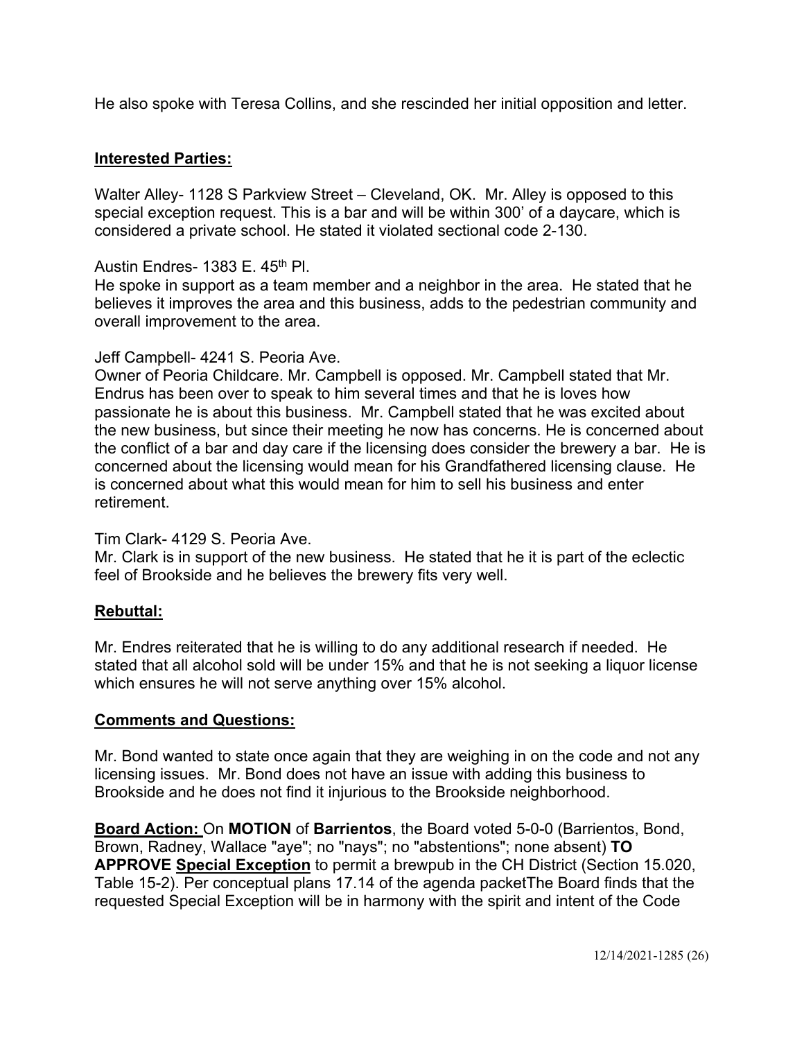He also spoke with Teresa Collins, and she rescinded her initial opposition and letter.

**Interested Parties:**

Walter Alley- 1128 S Parkview Street – Cleveland, OK. Mr. Alley is opposed to this special exception request. This is a bar and will be within 300' of a daycare, which is considered a private school. He stated it violated sectional code 2-130.

Austin Endres- 1383 E. 45th Pl.
He spoke in support as a team member and a neighbor in the area. He stated that he believes it improves the area and this business, adds to the pedestrian community and overall improvement to the area.

Jeff Campbell- 4241 S. Peoria Ave.
Owner of Peoria Childcare. Mr. Campbell is opposed. Mr. Campbell stated that Mr. Endrus has been over to speak to him several times and that he is loves how passionate he is about this business. Mr. Campbell stated that he was excited about the new business, but since their meeting he now has concerns. He is concerned about the conflict of a bar and day care if the licensing does consider the brewery a bar. He is concerned about the licensing would mean for his Grandfathered licensing clause. He is concerned about what this would mean for him to sell his business and enter retirement.

Tim Clark- 4129 S. Peoria Ave.
Mr. Clark is in support of the new business. He stated that he it is part of the eclectic feel of Brookside and he believes the brewery fits very well.

**Rebuttal:**

Mr. Endres reiterated that he is willing to do any additional research if needed. He stated that all alcohol sold will be under 15% and that he is not seeking a liquor license which ensures he will not serve anything over 15% alcohol.

**Comments and Questions:**

Mr. Bond wanted to state once again that they are weighing in on the code and not any licensing issues. Mr. Bond does not have an issue with adding this business to Brookside and he does not find it injurious to the Brookside neighborhood.

**Board Action:** On **MOTION** of **Barrientos**, the Board voted 5-0-0 (Barrientos, Bond, Brown, Radney, Wallace "aye"; no "nays"; no "abstentions"; none absent) **TO APPROVE** **Special Exception** to permit a brewpub in the CH District (Section 15.020, Table 15-2). Per conceptual plans 17.14 of the agenda packetThe Board finds that the requested Special Exception will be in harmony with the spirit and intent of the Code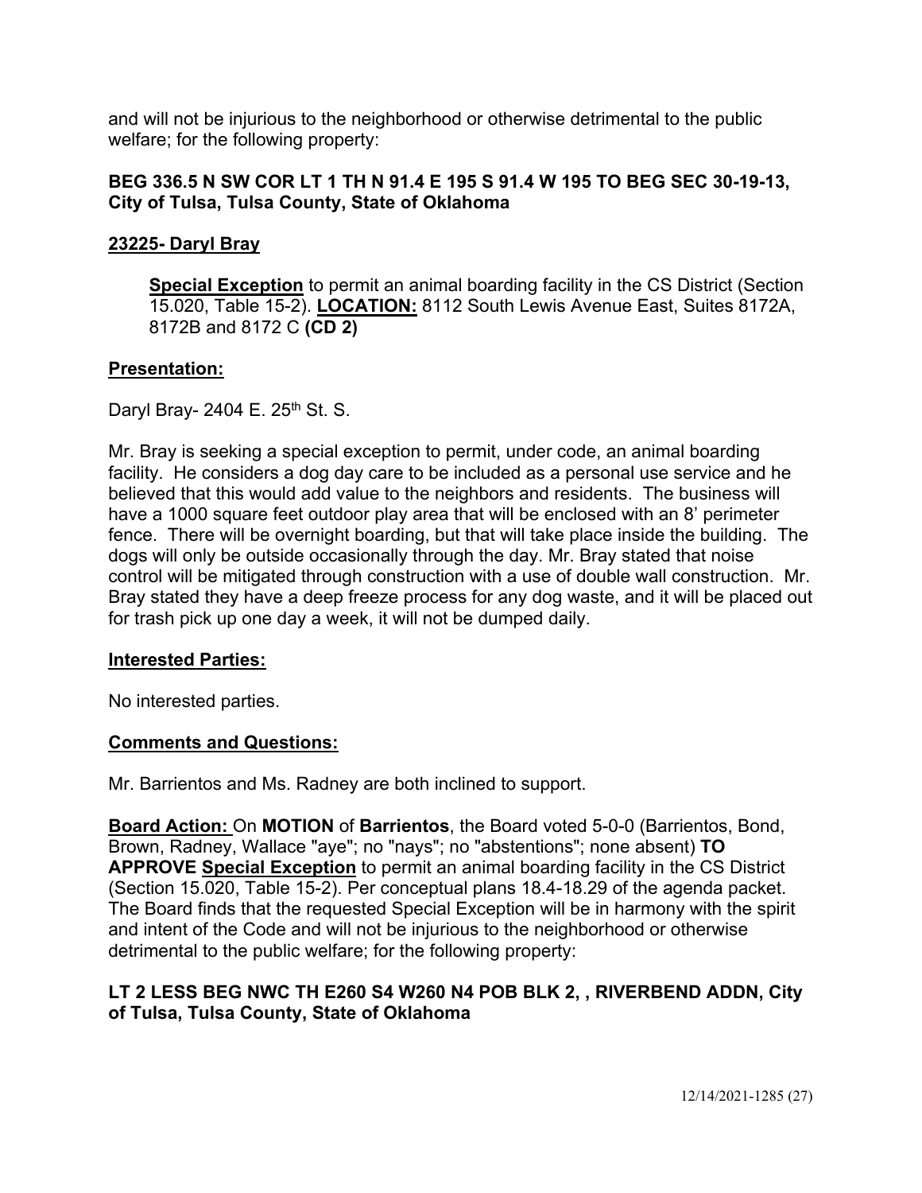and will not be injurious to the neighborhood or otherwise detrimental to the public welfare; for the following property:

**BEG 336.5 N SW COR LT 1 TH N 91.4 E 195 S 91.4 W 195 TO BEG SEC 30-19-13, City of Tulsa, Tulsa County, State of Oklahoma**

**23225- Daryl Bray**

**Special Exception** to permit an animal boarding facility in the CS District (Section 15.020, Table 15-2). **LOCATION:** 8112 South Lewis Avenue East, Suites 8172A, 8172B and 8172 C **(CD 2)**

**Presentation:**

Daryl Bray- 2404 E. 25th St. S.

Mr. Bray is seeking a special exception to permit, under code, an animal boarding facility. He considers a dog day care to be included as a personal use service and he believed that this would add value to the neighbors and residents. The business will have a 1000 square feet outdoor play area that will be enclosed with an 8' perimeter fence. There will be overnight boarding, but that will take place inside the building. The dogs will only be outside occasionally through the day. Mr. Bray stated that noise control will be mitigated through construction with a use of double wall construction. Mr. Bray stated they have a deep freeze process for any dog waste, and it will be placed out for trash pick up one day a week, it will not be dumped daily.

**Interested Parties:**

No interested parties.

**Comments and Questions:**

Mr. Barrientos and Ms. Radney are both inclined to support.

**Board Action:** On **MOTION** of **Barrientos**, the Board voted 5-0-0 (Barrientos, Bond, Brown, Radney, Wallace "aye"; no "nays"; no "abstentions"; none absent) **TO APPROVE Special Exception** to permit an animal boarding facility in the CS District (Section 15.020, Table 15-2). Per conceptual plans 18.4-18.29 of the agenda packet. The Board finds that the requested Special Exception will be in harmony with the spirit and intent of the Code and will not be injurious to the neighborhood or otherwise detrimental to the public welfare; for the following property:

**LT 2 LESS BEG NWC TH E260 S4 W260 N4 POB BLK 2, , RIVERBEND ADDN, City of Tulsa, Tulsa County, State of Oklahoma**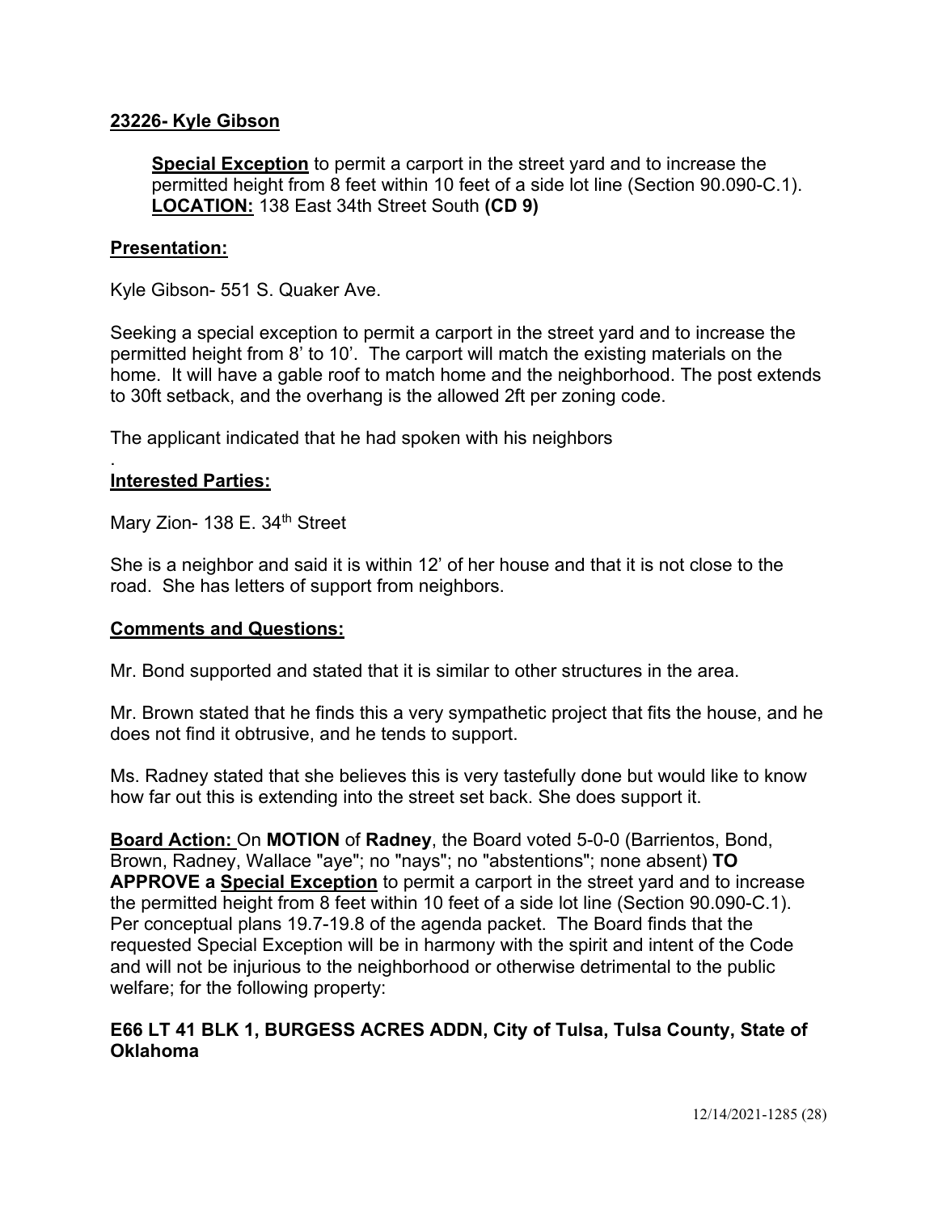**23226- Kyle Gibson**

**Special Exception** to permit a carport in the street yard and to increase the permitted height from 8 feet within 10 feet of a side lot line (Section 90.090-C.1). **LOCATION:** 138 East 34th Street South **(CD 9)**

**Presentation:**

Kyle Gibson- 551 S. Quaker Ave.

Seeking a special exception to permit a carport in the street yard and to increase the permitted height from 8' to 10'. The carport will match the existing materials on the home. It will have a gable roof to match home and the neighborhood. The post extends to 30ft setback, and the overhang is the allowed 2ft per zoning code.

The applicant indicated that he had spoken with his neighbors

.

**Interested Parties:**

Mary Zion- 138 E. 34th Street

She is a neighbor and said it is within 12' of her house and that it is not close to the road. She has letters of support from neighbors.

**Comments and Questions:**

Mr. Bond supported and stated that it is similar to other structures in the area.

Mr. Brown stated that he finds this a very sympathetic project that fits the house, and he does not find it obtrusive, and he tends to support.

Ms. Radney stated that she believes this is very tastefully done but would like to know how far out this is extending into the street set back. She does support it.

**Board Action:** On **MOTION** of **Radney**, the Board voted 5-0-0 (Barrientos, Bond, Brown, Radney, Wallace "aye"; no "nays"; no "abstentions"; none absent) **TO APPROVE a Special Exception** to permit a carport in the street yard and to increase the permitted height from 8 feet within 10 feet of a side lot line (Section 90.090-C.1). Per conceptual plans 19.7-19.8 of the agenda packet. The Board finds that the requested Special Exception will be in harmony with the spirit and intent of the Code and will not be injurious to the neighborhood or otherwise detrimental to the public welfare; for the following property:

**E66 LT 41 BLK 1, BURGESS ACRES ADDN, City of Tulsa, Tulsa County, State of Oklahoma**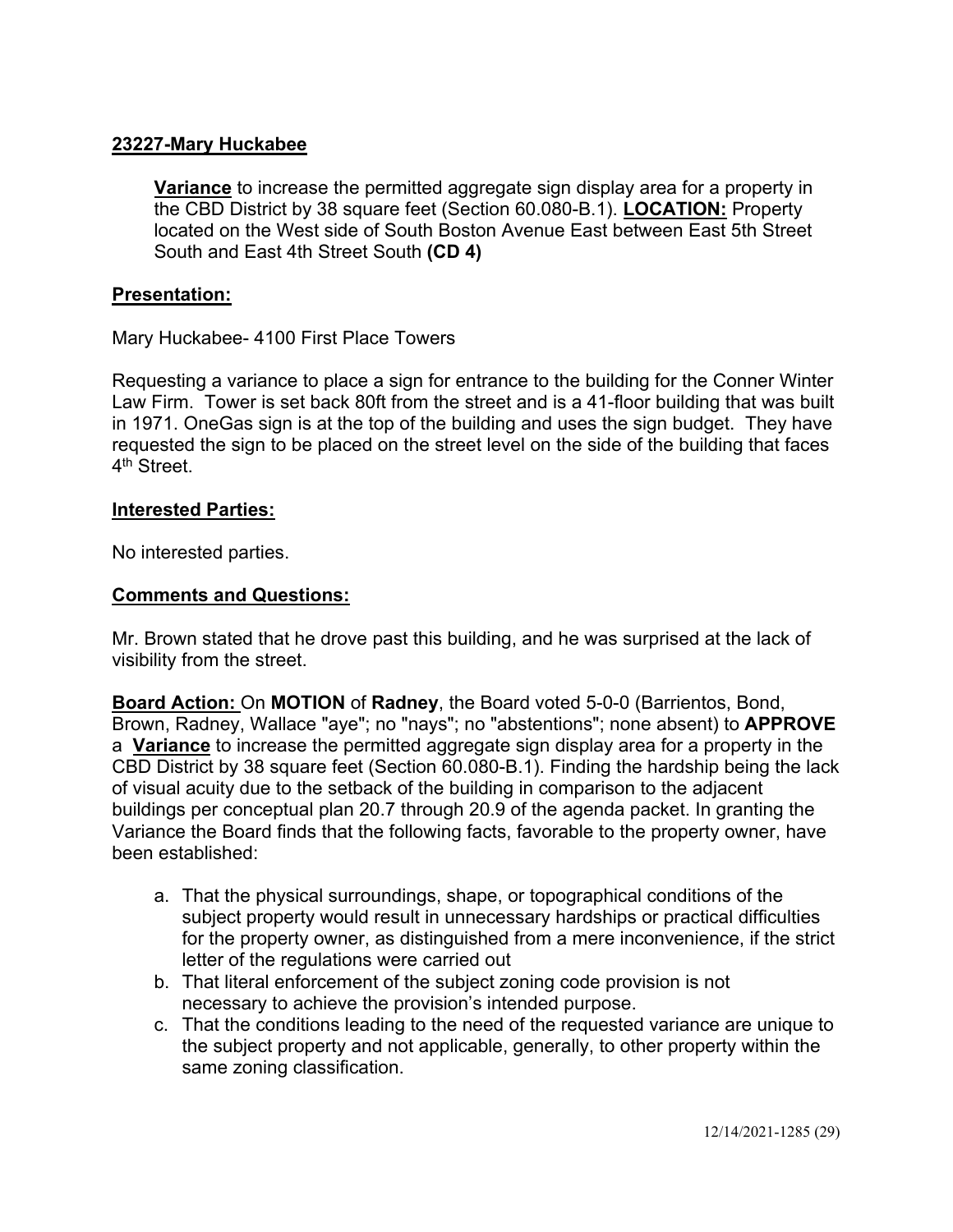## 23227-Mary Huckabee

**Variance** to increase the permitted aggregate sign display area for a property in the CBD District by 38 square feet (Section 60.080-B.1). **LOCATION:** Property located on the West side of South Boston Avenue East between East 5th Street South and East 4th Street South **(CD 4)**

### Presentation:

Mary Huckabee- 4100 First Place Towers

Requesting a variance to place a sign for entrance to the building for the Conner Winter Law Firm. Tower is set back 80ft from the street and is a 41-floor building that was built in 1971. OneGas sign is at the top of the building and uses the sign budget. They have requested the sign to be placed on the street level on the side of the building that faces 4th Street.

### Interested Parties:

No interested parties.

### Comments and Questions:

Mr. Brown stated that he drove past this building, and he was surprised at the lack of visibility from the street.

**Board Action:** On **MOTION** of **Radney**, the Board voted 5-0-0 (Barrientos, Bond, Brown, Radney, Wallace "aye"; no "nays"; no "abstentions"; none absent) to **APPROVE** a **Variance** to increase the permitted aggregate sign display area for a property in the CBD District by 38 square feet (Section 60.080-B.1). Finding the hardship being the lack of visual acuity due to the setback of the building in comparison to the adjacent buildings per conceptual plan 20.7 through 20.9 of the agenda packet. In granting the Variance the Board finds that the following facts, favorable to the property owner, have been established:

a. That the physical surroundings, shape, or topographical conditions of the subject property would result in unnecessary hardships or practical difficulties for the property owner, as distinguished from a mere inconvenience, if the strict letter of the regulations were carried out
b. That literal enforcement of the subject zoning code provision is not necessary to achieve the provision's intended purpose.
c. That the conditions leading to the need of the requested variance are unique to the subject property and not applicable, generally, to other property within the same zoning classification.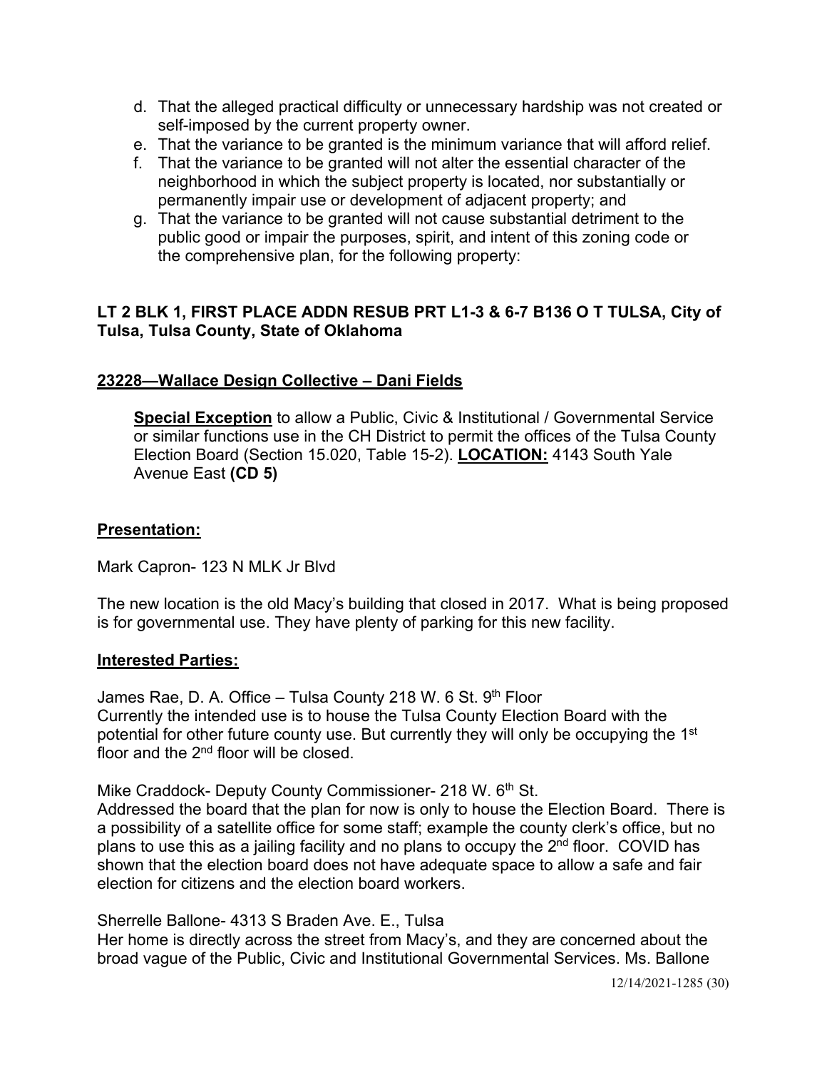d. That the alleged practical difficulty or unnecessary hardship was not created or self-imposed by the current property owner.
e. That the variance to be granted is the minimum variance that will afford relief.
f. That the variance to be granted will not alter the essential character of the neighborhood in which the subject property is located, nor substantially or permanently impair use or development of adjacent property; and
g. That the variance to be granted will not cause substantial detriment to the public good or impair the purposes, spirit, and intent of this zoning code or the comprehensive plan, for the following property:

**LT 2 BLK 1, FIRST PLACE ADDN RESUB PRT L1-3 & 6-7 B136 O T TULSA, City of Tulsa, Tulsa County, State of Oklahoma**

**23228—Wallace Design Collective – Dani Fields**

**Special Exception** to allow a Public, Civic & Institutional / Governmental Service or similar functions use in the CH District to permit the offices of the Tulsa County Election Board (Section 15.020, Table 15-2). **LOCATION:** 4143 South Yale Avenue East **(CD 5)**

**Presentation:**

Mark Capron- 123 N MLK Jr Blvd

The new location is the old Macy's building that closed in 2017. What is being proposed is for governmental use. They have plenty of parking for this new facility.

**Interested Parties:**

James Rae, D. A. Office – Tulsa County 218 W. 6 St. 9th Floor
Currently the intended use is to house the Tulsa County Election Board with the potential for other future county use. But currently they will only be occupying the 1st floor and the 2nd floor will be closed.

Mike Craddock- Deputy County Commissioner- 218 W. 6th St.
Addressed the board that the plan for now is only to house the Election Board. There is a possibility of a satellite office for some staff; example the county clerk's office, but no plans to use this as a jailing facility and no plans to occupy the 2nd floor. COVID has shown that the election board does not have adequate space to allow a safe and fair election for citizens and the election board workers.

Sherrelle Ballone- 4313 S Braden Ave. E., Tulsa
Her home is directly across the street from Macy's, and they are concerned about the broad vague of the Public, Civic and Institutional Governmental Services. Ms. Ballone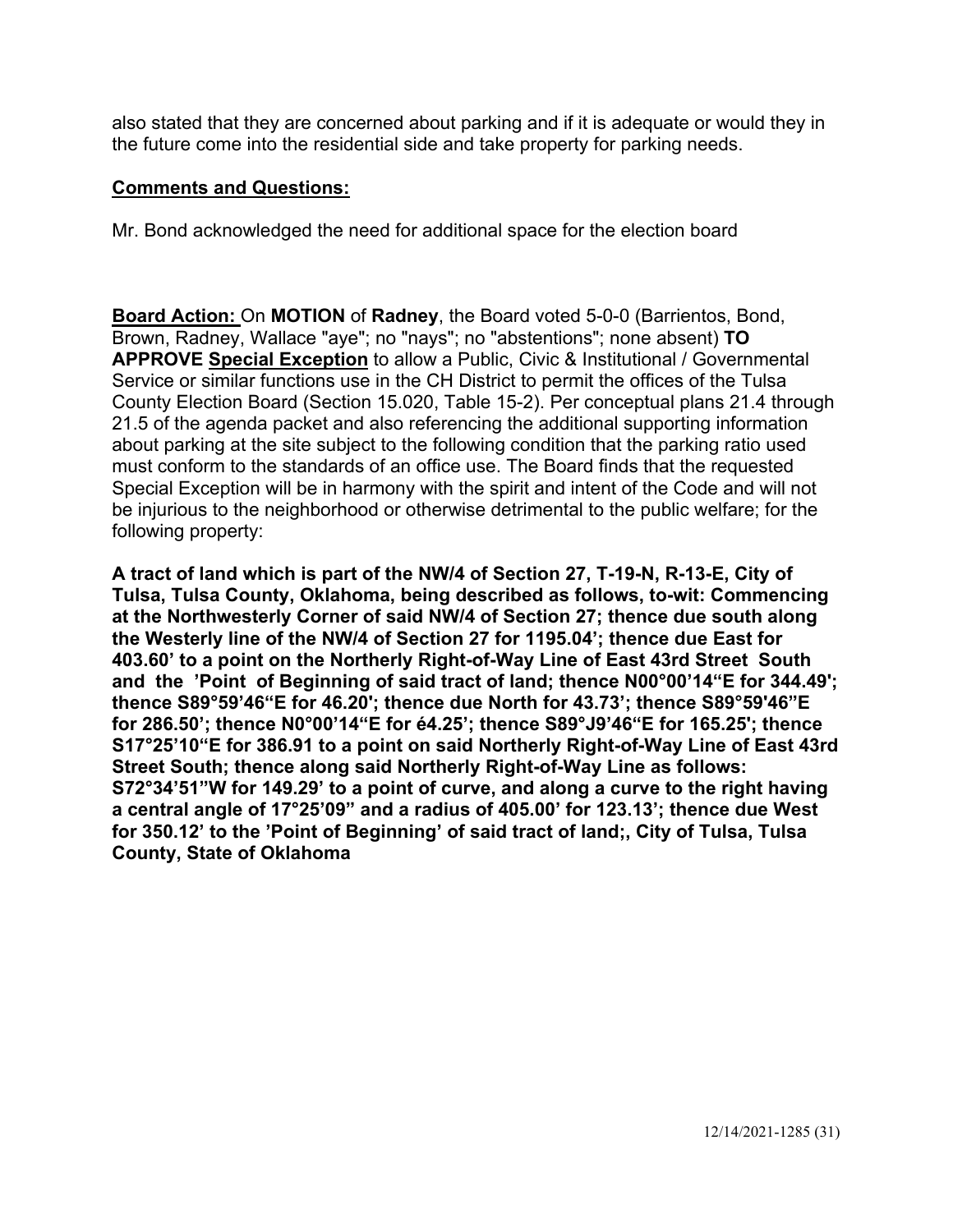also stated that they are concerned about parking and if it is adequate or would they in the future come into the residential side and take property for parking needs.

**Comments and Questions:**

Mr. Bond acknowledged the need for additional space for the election board

**Board Action:** On **MOTION** of **Radney**, the Board voted 5-0-0 (Barrientos, Bond, Brown, Radney, Wallace "aye"; no "nays"; no "abstentions"; none absent) **TO APPROVE Special Exception** to allow a Public, Civic & Institutional / Governmental Service or similar functions use in the CH District to permit the offices of the Tulsa County Election Board (Section 15.020, Table 15-2). Per conceptual plans 21.4 through 21.5 of the agenda packet and also referencing the additional supporting information about parking at the site subject to the following condition that the parking ratio used must conform to the standards of an office use. The Board finds that the requested Special Exception will be in harmony with the spirit and intent of the Code and will not be injurious to the neighborhood or otherwise detrimental to the public welfare; for the following property:

**A tract of land which is part of the NW/4 of Section 27, T-19-N, R-13-E, City of Tulsa, Tulsa County, Oklahoma, being described as follows, to-wit: Commencing at the Northwesterly Corner of said NW/4 of Section 27; thence due south along the Westerly line of the NW/4 of Section 27 for 1195.04'; thence due East for 403.60' to a point on the Northerly Right-of-Way Line of East 43rd Street South and the 'Point of Beginning of said tract of land; thence N00°00'14"E for 344.49'; thence S89°59'46"E for 46.20'; thence due North for 43.73'; thence S89°59'46"E for 286.50'; thence N0°00'14"E for é4.25'; thence S89°J9'46"E for 165.25'; thence S17°25'10"E for 386.91 to a point on said Northerly Right-of-Way Line of East 43rd Street South; thence along said Northerly Right-of-Way Line as follows: S72°34'51"W for 149.29' to a point of curve, and along a curve to the right having a central angle of 17°25'09" and a radius of 405.00' for 123.13'; thence due West for 350.12' to the 'Point of Beginning' of said tract of land;, City of Tulsa, Tulsa County, State of Oklahoma**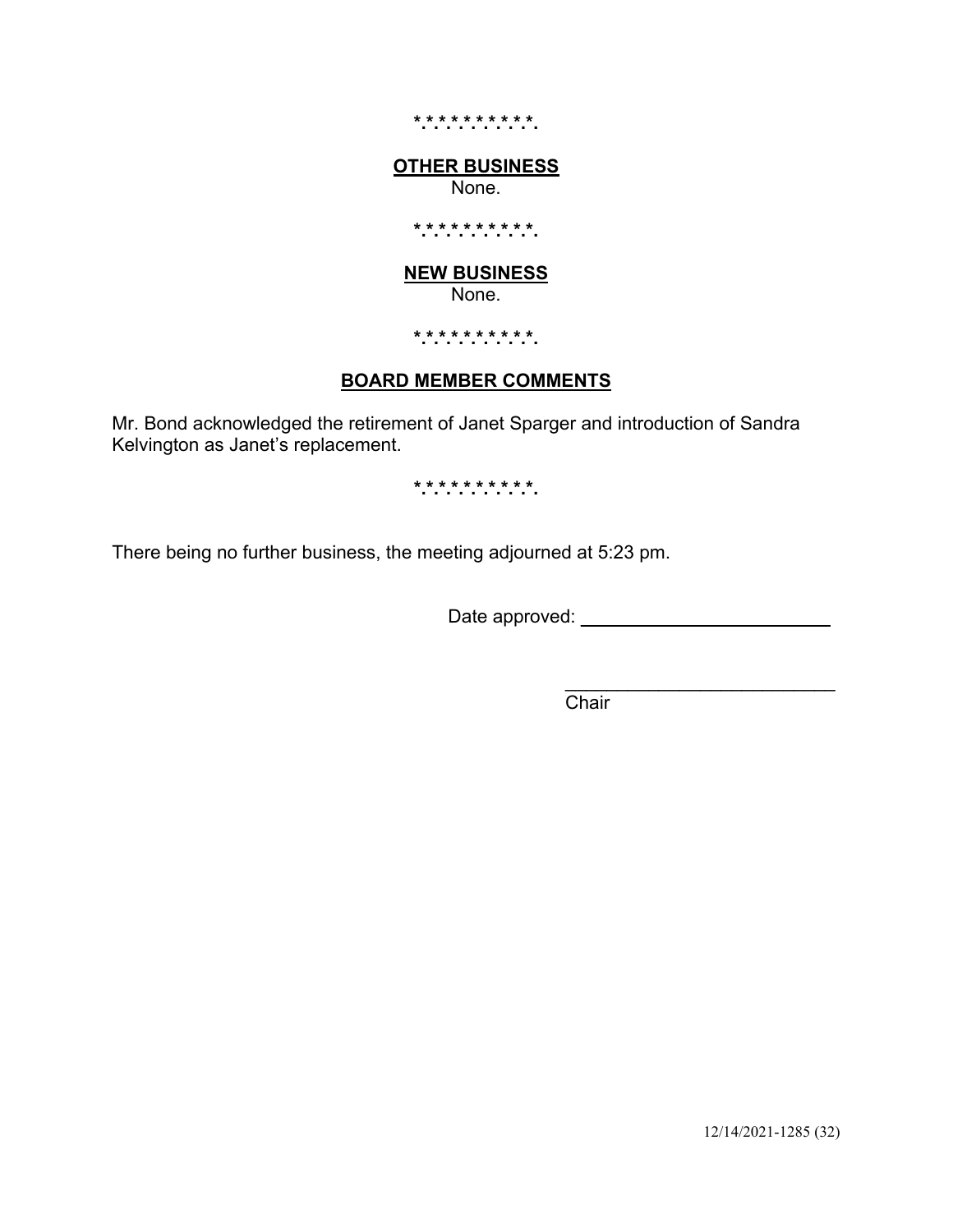*.*.*.*.*.*.*.*.*.*.*.

**OTHER BUSINESS**

None.

*.*.*.*.*.*.*.*.*.*.*.

**NEW BUSINESS**

None.

*.*.*.*.*.*.*.*.*.*.*.

**BOARD MEMBER COMMENTS**

Mr. Bond acknowledged the retirement of Janet Sparger and introduction of Sandra Kelvington as Janet's replacement.

*.*.*.*.*.*.*.*.*.*.*.

There being no further business, the meeting adjourned at 5:23 pm.

Date approved: ________________________

___________________________
Chair

12/14/2021-1285 (32)